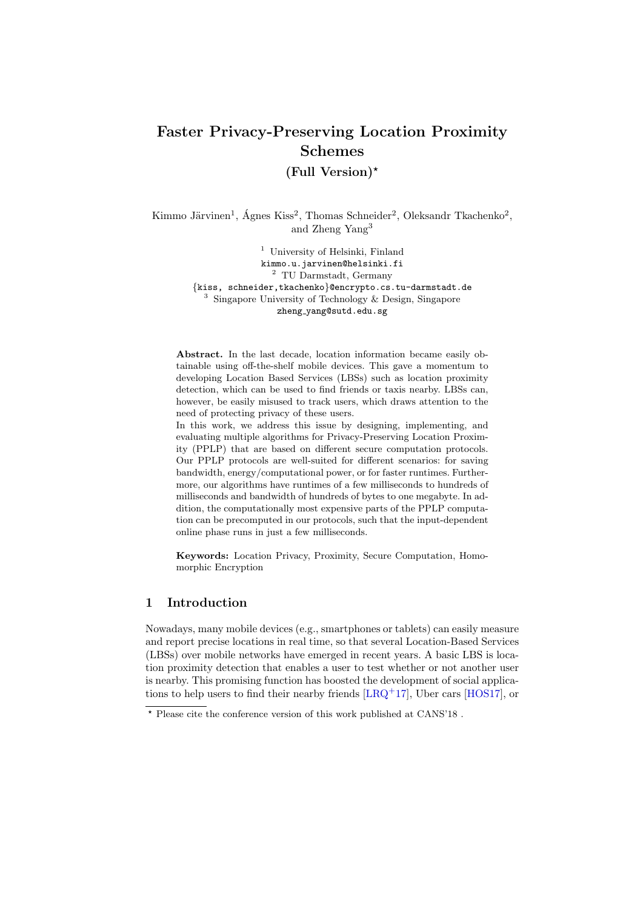# Faster Privacy-Preserving Location Proximity Schemes

## (Full Version)*

Kimmo Järvinen[1], Ágnes Kiss[2], Thomas Schneider[2], Oleksandr Tkachenko[2], and Zheng Yang[3]

[1] University of Helsinki, Finland
kimmo.u.jarvinen@helsinki.fi
[2] TU Darmstadt, Germany
{kiss, schneider,tkachenko}@encrypto.cs.tu-darmstadt.de
[3] Singapore University of Technology & Design, Singapore
zheng_yang@sutd.edu.sg

**Abstract.** In the last decade, location information became easily obtainable using off-the-shelf mobile devices. This gave a momentum to developing Location Based Services (LBSs) such as location proximity detection, which can be used to find friends or taxis nearby. LBSs can, however, be easily misused to track users, which draws attention to the need of protecting privacy of these users.

In this work, we address this issue by designing, implementing, and evaluating multiple algorithms for Privacy-Preserving Location Proximity (PPLP) that are based on different secure computation protocols. Our PPLP protocols are well-suited for different scenarios: for saving bandwidth, energy/computational power, or for faster runtimes. Furthermore, our algorithms have runtimes of a few milliseconds to hundreds of milliseconds and bandwidth of hundreds of bytes to one megabyte. In addition, the computationally most expensive parts of the PPLP computation can be precomputed in our protocols, such that the input-dependent online phase runs in just a few milliseconds.

**Keywords:** Location Privacy, Proximity, Secure Computation, Homomorphic Encryption

## 1 Introduction

Nowadays, many mobile devices (e.g., smartphones or tablets) can easily measure and report precise locations in real time, so that several Location-Based Services (LBSs) over mobile networks have emerged in recent years. A basic LBS is location proximity detection that enables a user to test whether or not another user is nearby. This promising function has boosted the development of social applications to help users to find their nearby friends [LRQ+17], Uber cars [HOS17], or

* Please cite the conference version of this work published at CANS'18 .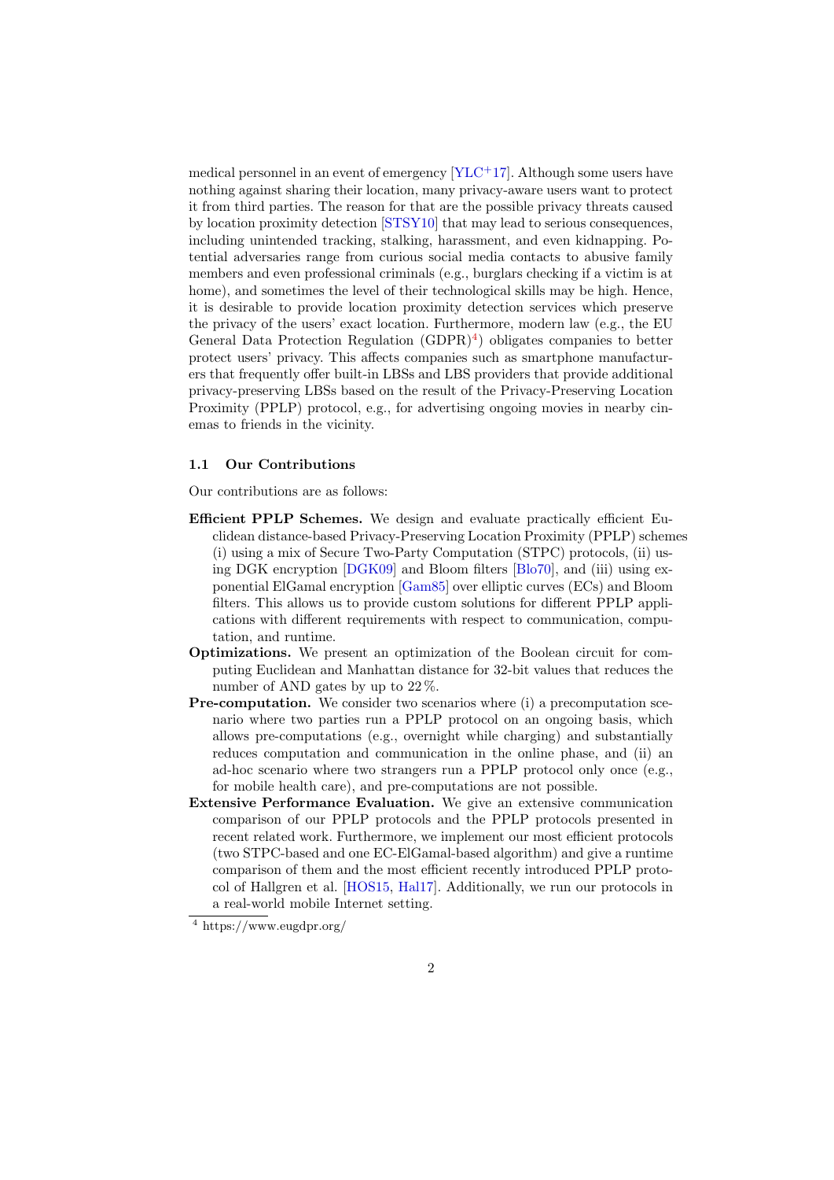medical personnel in an event of emergency [YLC+17]. Although some users have nothing against sharing their location, many privacy-aware users want to protect it from third parties. The reason for that are the possible privacy threats caused by location proximity detection [STSY10] that may lead to serious consequences, including unintended tracking, stalking, harassment, and even kidnapping. Potential adversaries range from curious social media contacts to abusive family members and even professional criminals (e.g., burglars checking if a victim is at home), and sometimes the level of their technological skills may be high. Hence, it is desirable to provide location proximity detection services which preserve the privacy of the users' exact location. Furthermore, modern law (e.g., the EU General Data Protection Regulation (GDPR)[4]) obligates companies to better protect users' privacy. This affects companies such as smartphone manufacturers that frequently offer built-in LBSs and LBS providers that provide additional privacy-preserving LBSs based on the result of the Privacy-Preserving Location Proximity (PPLP) protocol, e.g., for advertising ongoing movies in nearby cinemas to friends in the vicinity.

### 1.1 Our Contributions

Our contributions are as follows:

**Efficient PPLP Schemes.** We design and evaluate practically efficient Euclidean distance-based Privacy-Preserving Location Proximity (PPLP) schemes (i) using a mix of Secure Two-Party Computation (STPC) protocols, (ii) using DGK encryption [DGK09] and Bloom filters [Blo70], and (iii) using exponential ElGamal encryption [Gam85] over elliptic curves (ECs) and Bloom filters. This allows us to provide custom solutions for different PPLP applications with different requirements with respect to communication, computation, and runtime.

**Optimizations.** We present an optimization of the Boolean circuit for computing Euclidean and Manhattan distance for 32-bit values that reduces the number of AND gates by up to 22 %.

**Pre-computation.** We consider two scenarios where (i) a precomputation scenario where two parties run a PPLP protocol on an ongoing basis, which allows pre-computations (e.g., overnight while charging) and substantially reduces computation and communication in the online phase, and (ii) an ad-hoc scenario where two strangers run a PPLP protocol only once (e.g., for mobile health care), and pre-computations are not possible.

**Extensive Performance Evaluation.** We give an extensive communication comparison of our PPLP protocols and the PPLP protocols presented in recent related work. Furthermore, we implement our most efficient protocols (two STPC-based and one EC-ElGamal-based algorithm) and give a runtime comparison of them and the most efficient recently introduced PPLP protocol of Hallgren et al. [HOS15, Hal17]. Additionally, we run our protocols in a real-world mobile Internet setting.

[4] https://www.eugdpr.org/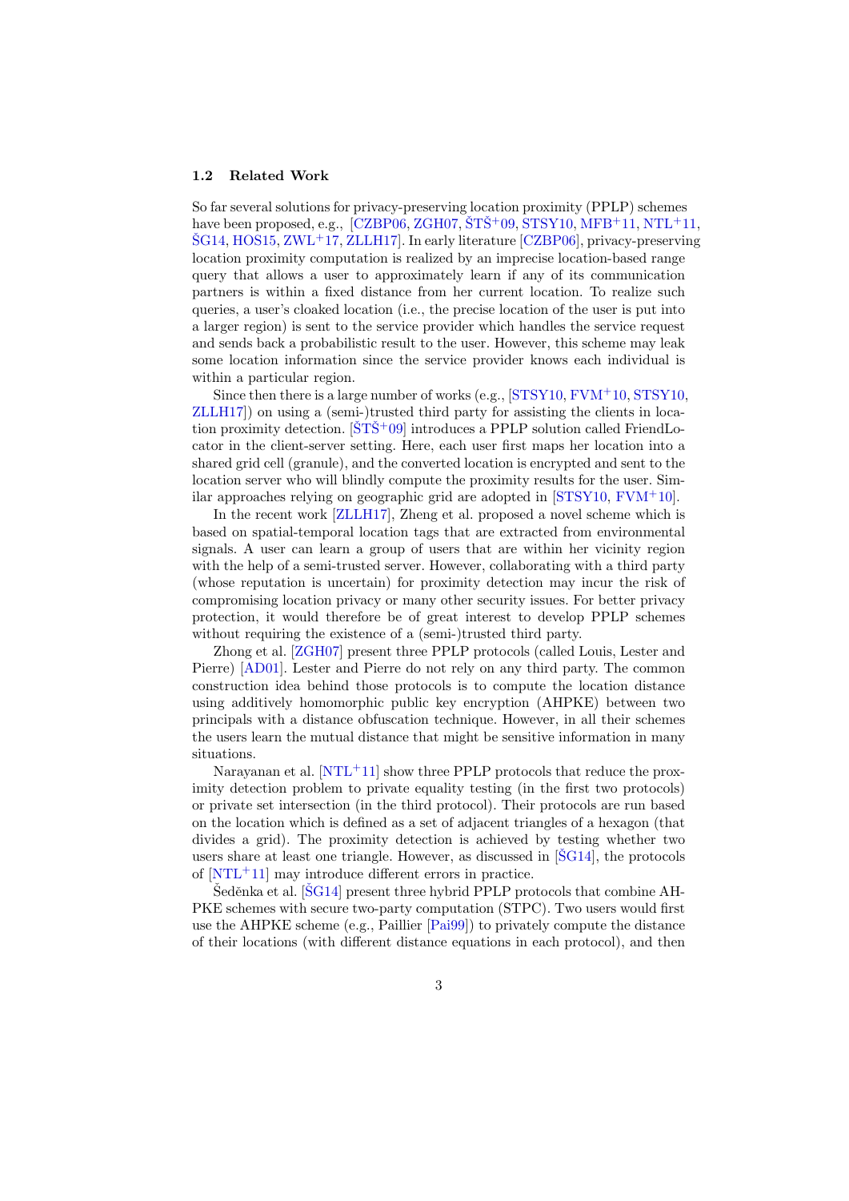### 1.2 Related Work

So far several solutions for privacy-preserving location proximity (PPLP) schemes have been proposed, e.g., [CZBP06, ZGH07, ŠTŠ+09, STSY10, MFB+11, NTL+11, ŠG14, HOS15, ZWL+17, ZLLH17]. In early literature [CZBP06], privacy-preserving location proximity computation is realized by an imprecise location-based range query that allows a user to approximately learn if any of its communication partners is within a fixed distance from her current location. To realize such queries, a user's cloaked location (i.e., the precise location of the user is put into a larger region) is sent to the service provider which handles the service request and sends back a probabilistic result to the user. However, this scheme may leak some location information since the service provider knows each individual is within a particular region.

Since then there is a large number of works (e.g., [STSY10, FVM+10, STSY10, ZLLH17]) on using a (semi-)trusted third party for assisting the clients in location proximity detection. [ŠTŠ+09] introduces a PPLP solution called FriendLocator in the client-server setting. Here, each user first maps her location into a shared grid cell (granule), and the converted location is encrypted and sent to the location server who will blindly compute the proximity results for the user. Similar approaches relying on geographic grid are adopted in [STSY10, FVM+10].

In the recent work [ZLLH17], Zheng et al. proposed a novel scheme which is based on spatial-temporal location tags that are extracted from environmental signals. A user can learn a group of users that are within her vicinity region with the help of a semi-trusted server. However, collaborating with a third party (whose reputation is uncertain) for proximity detection may incur the risk of compromising location privacy or many other security issues. For better privacy protection, it would therefore be of great interest to develop PPLP schemes without requiring the existence of a (semi-)trusted third party.

Zhong et al. [ZGH07] present three PPLP protocols (called Louis, Lester and Pierre) [AD01]. Lester and Pierre do not rely on any third party. The common construction idea behind those protocols is to compute the location distance using additively homomorphic public key encryption (AHPKE) between two principals with a distance obfuscation technique. However, in all their schemes the users learn the mutual distance that might be sensitive information in many situations.

Narayanan et al. [NTL+11] show three PPLP protocols that reduce the proximity detection problem to private equality testing (in the first two protocols) or private set intersection (in the third protocol). Their protocols are run based on the location which is defined as a set of adjacent triangles of a hexagon (that divides a grid). The proximity detection is achieved by testing whether two users share at least one triangle. However, as discussed in [ŠG14], the protocols of [NTL+11] may introduce different errors in practice.

Šeděnka et al. [ŠG14] present three hybrid PPLP protocols that combine AHPKE schemes with secure two-party computation (STPC). Two users would first use the AHPKE scheme (e.g., Paillier [Pai99]) to privately compute the distance of their locations (with different distance equations in each protocol), and then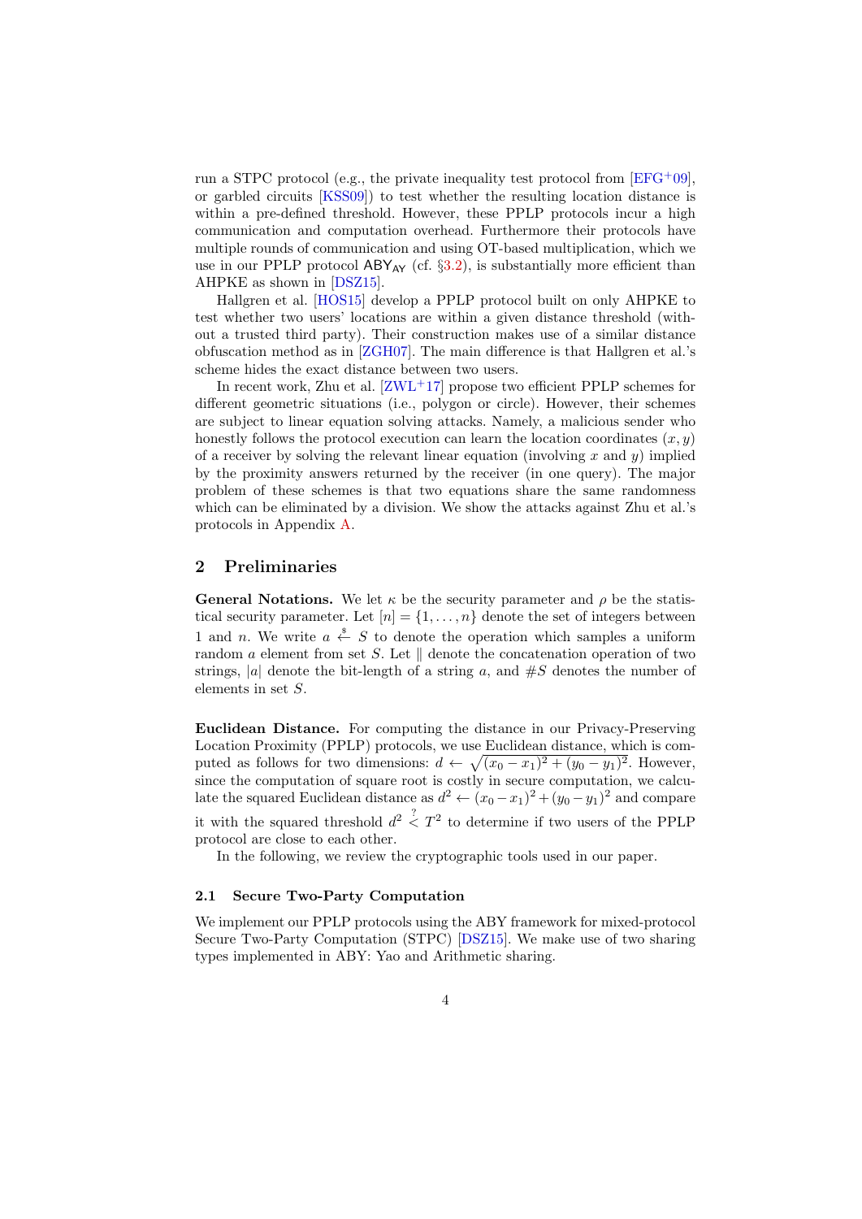run a STPC protocol (e.g., the private inequality test protocol from [EFG+09], or garbled circuits [KSS09]) to test whether the resulting location distance is within a pre-defined threshold. However, these PPLP protocols incur a high communication and computation overhead. Furthermore their protocols have multiple rounds of communication and using OT-based multiplication, which we use in our PPLP protocol $\mathsf{ABY}_{\mathsf{AY}}$ (cf. §3.2), is substantially more efficient than AHPKE as shown in [DSZ15].

Hallgren et al. [HOS15] develop a PPLP protocol built on only AHPKE to test whether two users' locations are within a given distance threshold (without a trusted third party). Their construction makes use of a similar distance obfuscation method as in [ZGH07]. The main difference is that Hallgren et al.'s scheme hides the exact distance between two users.

In recent work, Zhu et al. [ZWL+17] propose two efficient PPLP schemes for different geometric situations (i.e., polygon or circle). However, their schemes are subject to linear equation solving attacks. Namely, a malicious sender who honestly follows the protocol execution can learn the location coordinates $(x, y)$ of a receiver by solving the relevant linear equation (involving $x$ and $y$) implied by the proximity answers returned by the receiver (in one query). The major problem of these schemes is that two equations share the same randomness which can be eliminated by a division. We show the attacks against Zhu et al.'s protocols in Appendix A.

## 2 Preliminaries

**General Notations.** We let $\kappa$ be the security parameter and $\rho$ be the statistical security parameter. Let $[n] = \{1, \ldots, n\}$ denote the set of integers between 1 and $n$. We write $a \xleftarrow{\$} S$ to denote the operation which samples a uniform random $a$ element from set $S$. Let $\|$ denote the concatenation operation of two strings, $|a|$ denote the bit-length of a string $a$, and $\#S$ denotes the number of elements in set $S$.

**Euclidean Distance.** For computing the distance in our Privacy-Preserving Location Proximity (PPLP) protocols, we use Euclidean distance, which is computed as follows for two dimensions: $d \leftarrow \sqrt{(x_0 - x_1)^2 + (y_0 - y_1)^2}$. However, since the computation of square root is costly in secure computation, we calculate the squared Euclidean distance as $d^2 \leftarrow (x_0 - x_1)^2 + (y_0 - y_1)^2$ and compare it with the squared threshold $d^2 \overset{?}{<} T^2$ to determine if two users of the PPLP protocol are close to each other.

In the following, we review the cryptographic tools used in our paper.

### 2.1 Secure Two-Party Computation

We implement our PPLP protocols using the ABY framework for mixed-protocol Secure Two-Party Computation (STPC) [DSZ15]. We make use of two sharing types implemented in ABY: Yao and Arithmetic sharing.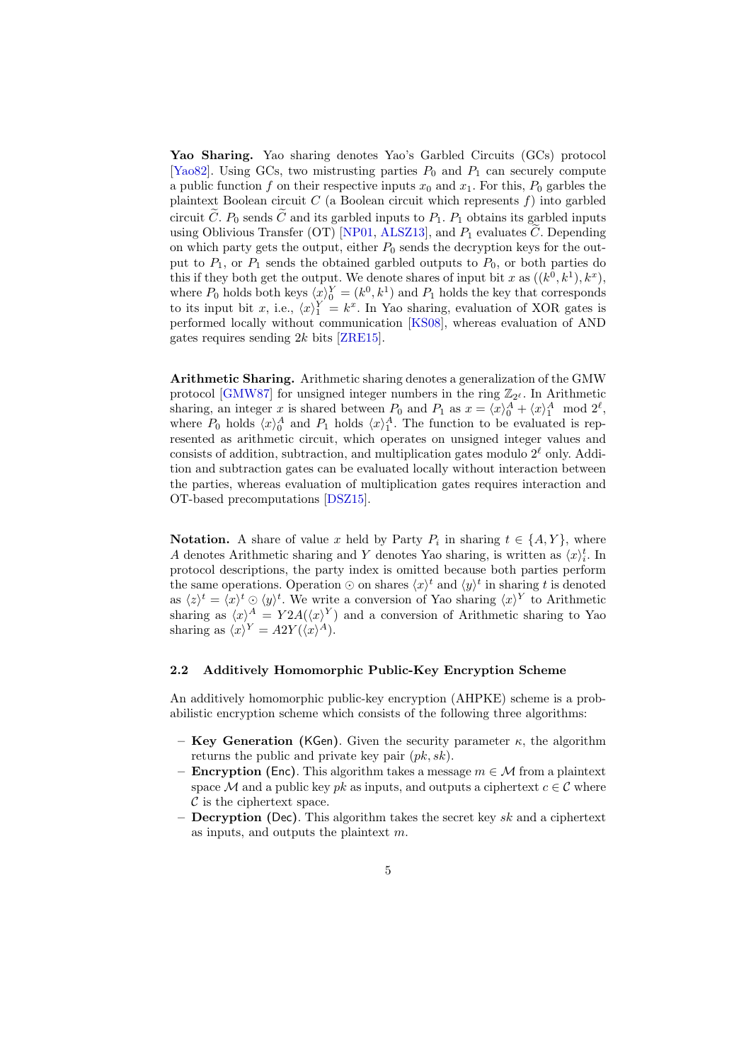**Yao Sharing.** Yao sharing denotes Yao's Garbled Circuits (GCs) protocol [Yao82]. Using GCs, two mistrusting parties $P_0$ and $P_1$ can securely compute a public function $f$ on their respective inputs $x_0$ and $x_1$. For this, $P_0$ garbles the plaintext Boolean circuit $C$ (a Boolean circuit which represents $f$) into garbled circuit $\widetilde{C}$. $P_0$ sends $\widetilde{C}$ and its garbled inputs to $P_1$. $P_1$ obtains its garbled inputs using Oblivious Transfer (OT) [NP01, ALSZ13], and $P_1$ evaluates $\widetilde{C}$. Depending on which party gets the output, either $P_0$ sends the decryption keys for the output to $P_1$, or $P_1$ sends the obtained garbled outputs to $P_0$, or both parties do this if they both get the output. We denote shares of input bit $x$ as $((k^0, k^1), k^x)$, where $P_0$ holds both keys $\langle x \rangle_0^Y = (k^0, k^1)$ and $P_1$ holds the key that corresponds to its input bit $x$, i.e., $\langle x \rangle_1^Y = k^x$. In Yao sharing, evaluation of XOR gates is performed locally without communication [KS08], whereas evaluation of AND gates requires sending $2k$ bits [ZRE15].

**Arithmetic Sharing.** Arithmetic sharing denotes a generalization of the GMW protocol [GMW87] for unsigned integer numbers in the ring $\mathbb{Z}_{2^\ell}$. In Arithmetic sharing, an integer $x$ is shared between $P_0$ and $P_1$ as $x = \langle x \rangle_0^A + \langle x \rangle_1^A \mod 2^\ell$, where $P_0$ holds $\langle x \rangle_0^A$ and $P_1$ holds $\langle x \rangle_1^A$. The function to be evaluated is represented as arithmetic circuit, which operates on unsigned integer values and consists of addition, subtraction, and multiplication gates modulo $2^\ell$ only. Addition and subtraction gates can be evaluated locally without interaction between the parties, whereas evaluation of multiplication gates requires interaction and OT-based precomputations [DSZ15].

**Notation.** A share of value $x$ held by Party $P_i$ in sharing $t \in \{A, Y\}$, where $A$ denotes Arithmetic sharing and $Y$ denotes Yao sharing, is written as $\langle x \rangle_i^t$. In protocol descriptions, the party index is omitted because both parties perform the same operations. Operation $\odot$ on shares $\langle x \rangle^t$ and $\langle y \rangle^t$ in sharing $t$ is denoted as $\langle z \rangle^t = \langle x \rangle^t \odot \langle y \rangle^t$. We write a conversion of Yao sharing $\langle x \rangle^Y$ to Arithmetic sharing as $\langle x \rangle^A = Y2A(\langle x \rangle^Y)$ and a conversion of Arithmetic sharing to Yao sharing as $\langle x \rangle^Y = A2Y(\langle x \rangle^A)$.

### 2.2 Additively Homomorphic Public-Key Encryption Scheme

An additively homomorphic public-key encryption (AHPKE) scheme is a probabilistic encryption scheme which consists of the following three algorithms:

- **Key Generation** (KGen). Given the security parameter $\kappa$, the algorithm returns the public and private key pair $(pk, sk)$.
- **Encryption** (Enc). This algorithm takes a message $m \in \mathcal{M}$ from a plaintext space $\mathcal{M}$ and a public key $pk$ as inputs, and outputs a ciphertext $c \in \mathcal{C}$ where $\mathcal{C}$ is the ciphertext space.
- **Decryption** (Dec). This algorithm takes the secret key $sk$ and a ciphertext as inputs, and outputs the plaintext $m$.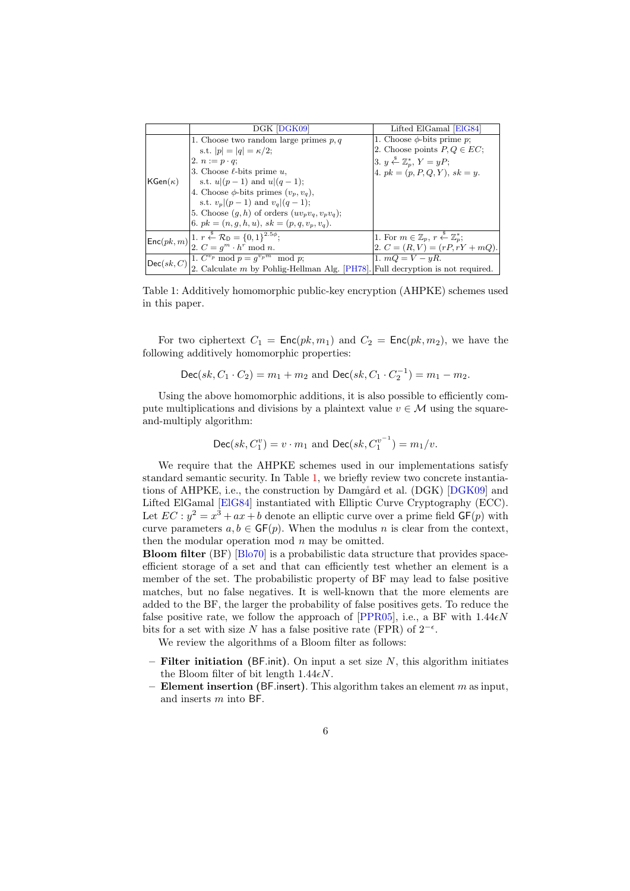| | DGK [DGK09] | Lifted ElGamal [ElG84] |
|---|---|---|
| $\mathsf{KGen}(\kappa)$ | 1. Choose two random large primes $p, q$ s.t. $\|p\| = \|q\| = \kappa/2$; 2. $n := p \cdot q$; 3. Choose $\ell$-bits prime $u$, s.t. $u\|(p-1)$ and $u\|(q-1)$; 4. Choose $\phi$-bits primes $(v_p, v_q)$, s.t. $v_p\|(p-1)$ and $v_q\|(q-1)$; 5. Choose $(g, h)$ of orders $(uv_pv_q, v_pv_q)$; 6. $pk = (n, g, h, u)$, $sk = (p, q, v_p, v_q)$. | 1. Choose $\phi$-bits prime $p$; 2. Choose points $P, Q \in EC$; 3. $y \xleftarrow{\$} \mathbb{Z}_p^*$, $Y = yP$; 4. $pk = (p, P, Q, Y)$, $sk = y$. |
| $\mathsf{Enc}(pk, m)$ | 1. $r \xleftarrow{\$} \mathcal{R}_{\mathsf{D}} = \{0,1\}^{2.5\phi}$; 2. $C = g^m \cdot h^r \bmod n$. | 1. For $m \in \mathbb{Z}_p$, $r \xleftarrow{\$} \mathbb{Z}_p^*$; 2. $C = (R, V) = (rP, rY + mQ)$. |
| $\mathsf{Dec}(sk, C)$ | 1. $C^{v_p} \bmod p = g^{v_p m} \bmod p$; 2. Calculate $m$ by Pohlig-Hellman Alg. [PH78]. | 1. $mQ = V - yR$. Full decryption is not required. |

Table 1: Additively homomorphic public-key encryption (AHPKE) schemes used in this paper.

For two ciphertext $C_1 = \mathsf{Enc}(pk, m_1)$ and $C_2 = \mathsf{Enc}(pk, m_2)$, we have the following additively homomorphic properties:

$$\mathsf{Dec}(sk, C_1 \cdot C_2) = m_1 + m_2 \text{ and } \mathsf{Dec}(sk, C_1 \cdot C_2^{-1}) = m_1 - m_2.$$

Using the above homomorphic additions, it is also possible to efficiently compute multiplications and divisions by a plaintext value $v \in \mathcal{M}$ using the square-and-multiply algorithm:

$$\mathsf{Dec}(sk, C_1^{v}) = v \cdot m_1 \text{ and } \mathsf{Dec}(sk, C_1^{v^{-1}}) = m_1/v.$$

We require that the AHPKE schemes used in our implementations satisfy standard semantic security. In Table 1, we briefly review two concrete instantiations of AHPKE, i.e., the construction by Damgård et al. (DGK) [DGK09] and Lifted ElGamal [ElG84] instantiated with Elliptic Curve Cryptography (ECC). Let $EC : y^2 = x^3 + ax + b$ denote an elliptic curve over a prime field $\mathsf{GF}(p)$ with curve parameters $a, b \in \mathsf{GF}(p)$. When the modulus $n$ is clear from the context, then the modular operation mod $n$ may be omitted.

**Bloom filter** (BF) [Blo70] is a probabilistic data structure that provides space-efficient storage of a set and that can efficiently test whether an element is a member of the set. The probabilistic property of BF may lead to false positive matches, but no false negatives. It is well-known that the more elements are added to the BF, the larger the probability of false positives gets. To reduce the false positive rate, we follow the approach of [PPR05], i.e., a BF with $1.44\epsilon N$ bits for a set with size $N$ has a false positive rate (FPR) of $2^{-\epsilon}$.

We review the algorithms of a Bloom filter as follows:

- **Filter initiation** ($\mathsf{BF.init}$). On input a set size $N$, this algorithm initiates the Bloom filter of bit length $1.44\epsilon N$.
- **Element insertion** ($\mathsf{BF.insert}$). This algorithm takes an element $m$ as input, and inserts $m$ into $\mathsf{BF}$.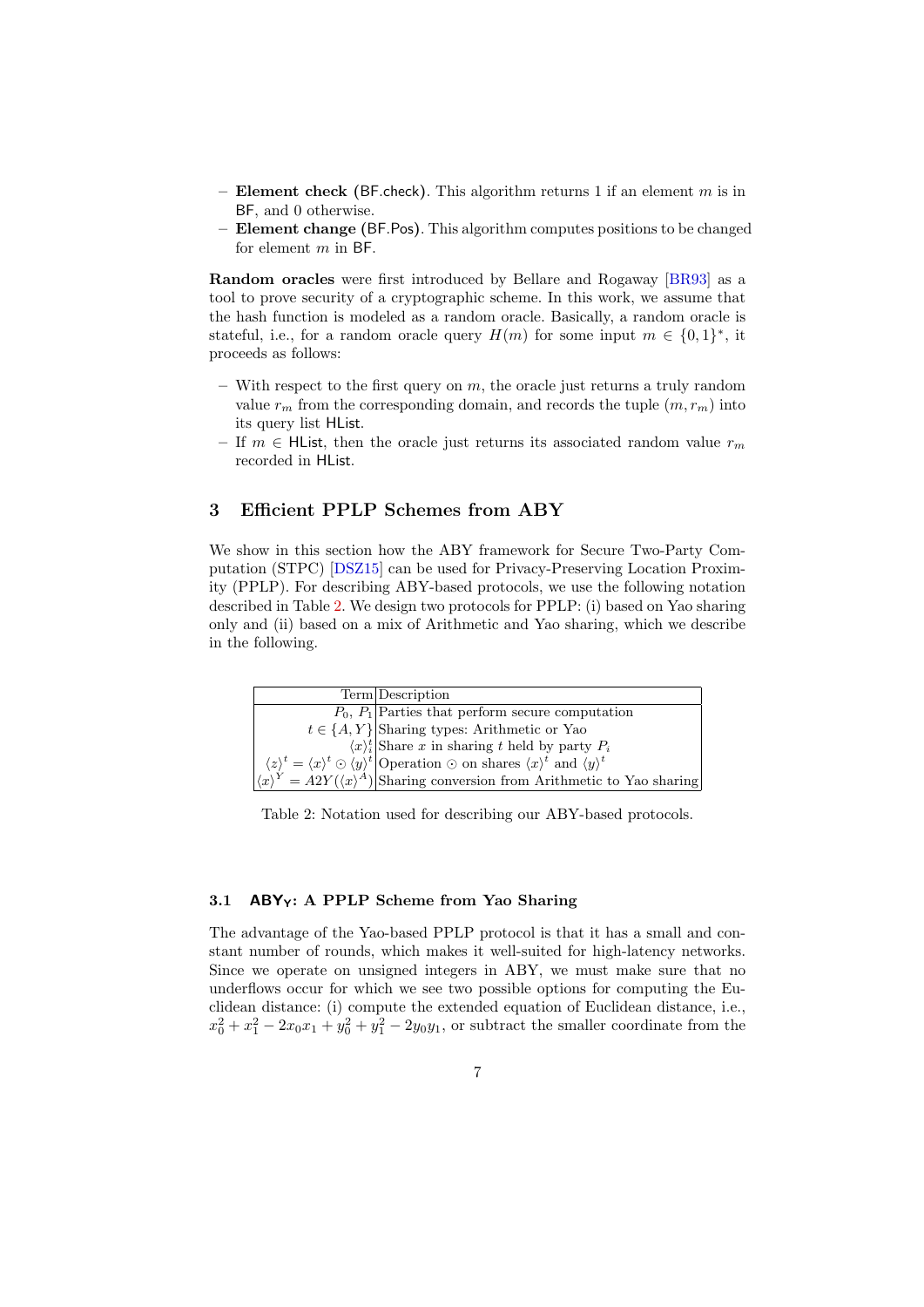- **Element check** (BF.check). This algorithm returns 1 if an element $m$ is in BF, and 0 otherwise.
- **Element change** (BF.Pos). This algorithm computes positions to be changed for element $m$ in BF.

**Random oracles** were first introduced by Bellare and Rogaway [BR93] as a tool to prove security of a cryptographic scheme. In this work, we assume that the hash function is modeled as a random oracle. Basically, a random oracle is stateful, i.e., for a random oracle query $H(m)$ for some input $m \in \{0,1\}^*$, it proceeds as follows:

- With respect to the first query on $m$, the oracle just returns a truly random value $r_m$ from the corresponding domain, and records the tuple $(m, r_m)$ into its query list HList.
- If $m \in$ HList, then the oracle just returns its associated random value $r_m$ recorded in HList.

## 3 Efficient PPLP Schemes from ABY

We show in this section how the ABY framework for Secure Two-Party Computation (STPC) [DSZ15] can be used for Privacy-Preserving Location Proximity (PPLP). For describing ABY-based protocols, we use the following notation described in Table 2. We design two protocols for PPLP: (i) based on Yao sharing only and (ii) based on a mix of Arithmetic and Yao sharing, which we describe in the following.

| Term | Description |
|---|---|
| $P_0$, $P_1$ | Parties that perform secure computation |
| $t \in \{A, Y\}$ | Sharing types: Arithmetic or Yao |
| $\langle x \rangle_i^t$ | Share $x$ in sharing $t$ held by party $P_i$ |
| $\langle z \rangle^t = \langle x \rangle^t \odot \langle y \rangle^t$ | Operation $\odot$ on shares $\langle x \rangle^t$ and $\langle y \rangle^t$ |
| $\langle x \rangle^Y = A2Y(\langle x \rangle^A)$ | Sharing conversion from Arithmetic to Yao sharing |

Table 2: Notation used for describing our ABY-based protocols.

### 3.1 $\mathsf{ABY_Y}$: A PPLP Scheme from Yao Sharing

The advantage of the Yao-based PPLP protocol is that it has a small and constant number of rounds, which makes it well-suited for high-latency networks. Since we operate on unsigned integers in ABY, we must make sure that no underflows occur for which we see two possible options for computing the Euclidean distance: (i) compute the extended equation of Euclidean distance, i.e., $x_0^2 + x_1^2 - 2x_0x_1 + y_0^2 + y_1^2 - 2y_0y_1$, or subtract the smaller coordinate from the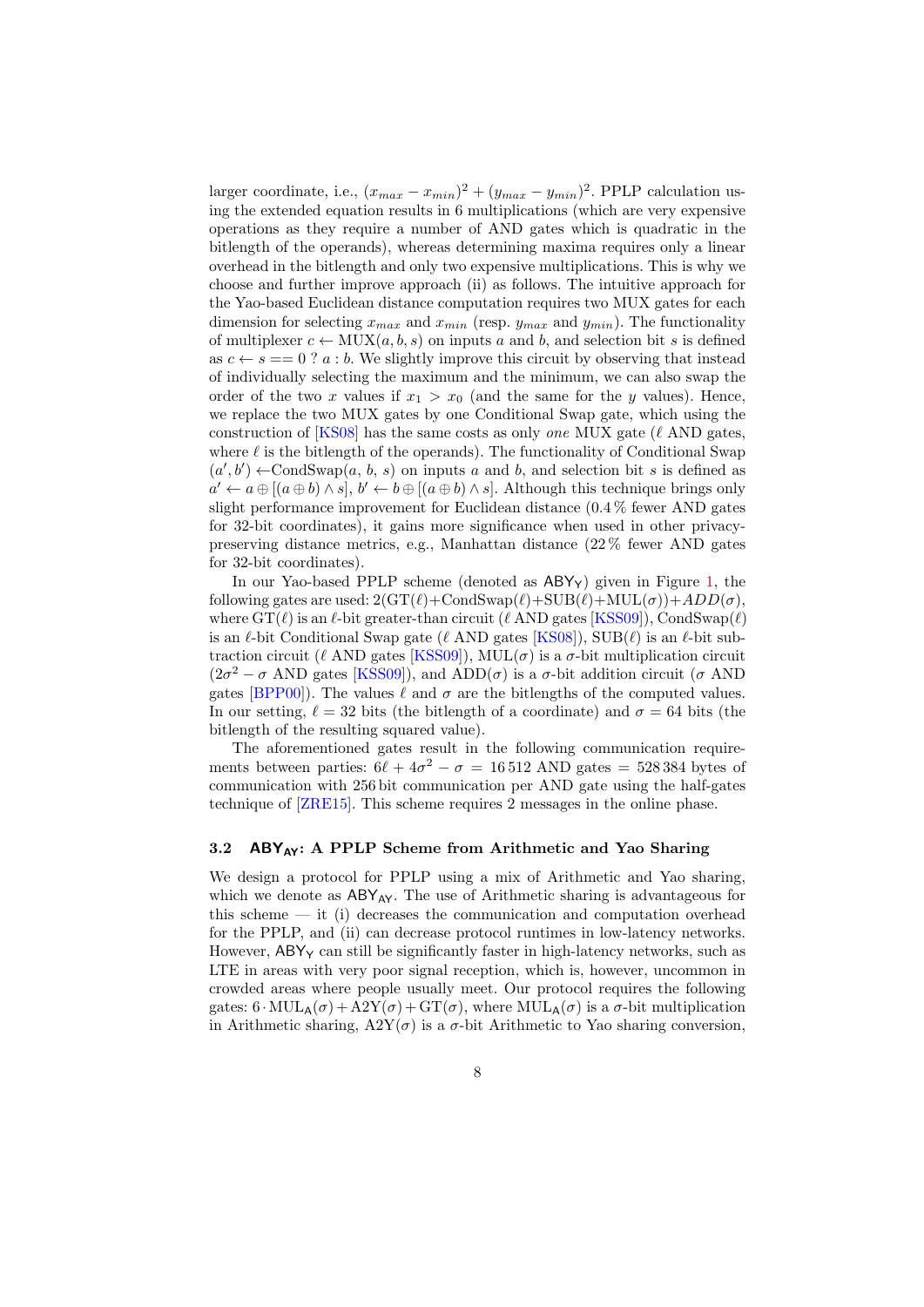larger coordinate, i.e., $(x_{max} - x_{min})^2 + (y_{max} - y_{min})^2$. PPLP calculation using the extended equation results in 6 multiplications (which are very expensive operations as they require a number of AND gates which is quadratic in the bitlength of the operands), whereas determining maxima requires only a linear overhead in the bitlength and only two expensive multiplications. This is why we choose and further improve approach (ii) as follows. The intuitive approach for the Yao-based Euclidean distance computation requires two MUX gates for each dimension for selecting $x_{max}$ and $x_{min}$ (resp. $y_{max}$ and $y_{min}$). The functionality of multiplexer $c \leftarrow \text{MUX}(a, b, s)$ on inputs $a$ and $b$, and selection bit $s$ is defined as $c \leftarrow s == 0\ ?\ a : b$. We slightly improve this circuit by observing that instead of individually selecting the maximum and the minimum, we can also swap the order of the two $x$ values if $x_1 > x_0$ (and the same for the $y$ values). Hence, we replace the two MUX gates by one Conditional Swap gate, which using the construction of [KS08] has the same costs as only *one* MUX gate ($\ell$ AND gates, where $\ell$ is the bitlength of the operands). The functionality of Conditional Swap $(a', b') \leftarrow$CondSwap$(a,\ b,\ s)$ on inputs $a$ and $b$, and selection bit $s$ is defined as $a' \leftarrow a \oplus [(a \oplus b) \wedge s]$, $b' \leftarrow b \oplus [(a \oplus b) \wedge s]$. Although this technique brings only slight performance improvement for Euclidean distance (0.4 % fewer AND gates for 32-bit coordinates), it gains more significance when used in other privacy-preserving distance metrics, e.g., Manhattan distance (22 % fewer AND gates for 32-bit coordinates).

In our Yao-based PPLP scheme (denoted as $\mathsf{ABY_Y}$) given in Figure 1, the following gates are used: $2(\text{GT}(\ell)+\text{CondSwap}(\ell)+\text{SUB}(\ell)+\text{MUL}(\sigma))+ADD(\sigma)$, where $\text{GT}(\ell)$ is an $\ell$-bit greater-than circuit ($\ell$ AND gates [KSS09]), $\text{CondSwap}(\ell)$ is an $\ell$-bit Conditional Swap gate ($\ell$ AND gates [KS08]), $\text{SUB}(\ell)$ is an $\ell$-bit subtraction circuit ($\ell$ AND gates [KSS09]), $\text{MUL}(\sigma)$ is a $\sigma$-bit multiplication circuit ($2\sigma^2 - \sigma$ AND gates [KSS09]), and $\text{ADD}(\sigma)$ is a $\sigma$-bit addition circuit ($\sigma$ AND gates [BPP00]). The values $\ell$ and $\sigma$ are the bitlengths of the computed values. In our setting, $\ell = 32$ bits (the bitlength of a coordinate) and $\sigma = 64$ bits (the bitlength of the resulting squared value).

The aforementioned gates result in the following communication requirements between parties: $6\ell + 4\sigma^2 - \sigma = 16\,512$ AND gates $= 528\,384$ bytes of communication with 256 bit communication per AND gate using the half-gates technique of [ZRE15]. This scheme requires 2 messages in the online phase.

### 3.2 $\mathsf{ABY_{AY}}$: A PPLP Scheme from Arithmetic and Yao Sharing

We design a protocol for PPLP using a mix of Arithmetic and Yao sharing, which we denote as $\mathsf{ABY_{AY}}$. The use of Arithmetic sharing is advantageous for this scheme — it (i) decreases the communication and computation overhead for the PPLP, and (ii) can decrease protocol runtimes in low-latency networks. However, $\mathsf{ABY_Y}$ can still be significantly faster in high-latency networks, such as LTE in areas with very poor signal reception, which is, however, uncommon in crowded areas where people usually meet. Our protocol requires the following gates: $6 \cdot \text{MUL}_\mathsf{A}(\sigma) + \text{A2Y}(\sigma) + \text{GT}(\sigma)$, where $\text{MUL}_\mathsf{A}(\sigma)$ is a $\sigma$-bit multiplication in Arithmetic sharing, $\text{A2Y}(\sigma)$ is a $\sigma$-bit Arithmetic to Yao sharing conversion,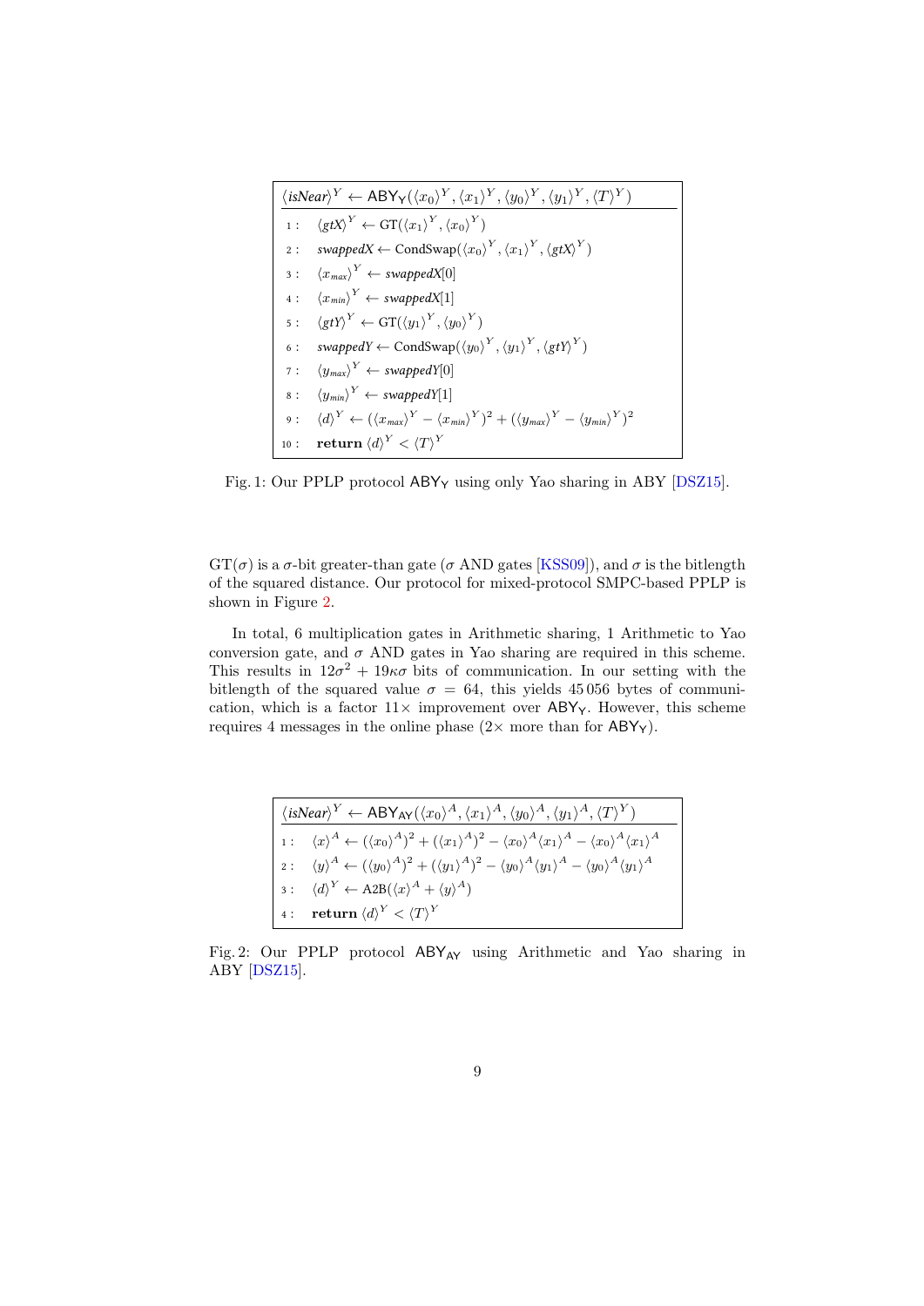$\langle isNear \rangle^Y \leftarrow \mathsf{ABY_Y}(\langle x_0 \rangle^Y, \langle x_1 \rangle^Y, \langle y_0 \rangle^Y, \langle y_1 \rangle^Y, \langle T \rangle^Y)$

1 : $\langle gtX \rangle^Y \leftarrow \mathrm{GT}(\langle x_1 \rangle^Y, \langle x_0 \rangle^Y)$

2 : $swappedX \leftarrow \mathrm{CondSwap}(\langle x_0 \rangle^Y, \langle x_1 \rangle^Y, \langle gtX \rangle^Y)$

3 : $\langle x_{max} \rangle^Y \leftarrow swappedX[0]$

4 : $\langle x_{min} \rangle^Y \leftarrow swappedX[1]$

5 : $\langle gtY \rangle^Y \leftarrow \mathrm{GT}(\langle y_1 \rangle^Y, \langle y_0 \rangle^Y)$

6 : $swappedY \leftarrow \mathrm{CondSwap}(\langle y_0 \rangle^Y, \langle y_1 \rangle^Y, \langle gtY \rangle^Y)$

7 : $\langle y_{max} \rangle^Y \leftarrow swappedY[0]$

8 : $\langle y_{min} \rangle^Y \leftarrow swappedY[1]$

9 : $\langle d \rangle^Y \leftarrow (\langle x_{max} \rangle^Y - \langle x_{min} \rangle^Y)^2 + (\langle y_{max} \rangle^Y - \langle y_{min} \rangle^Y)^2$

10 : **return** $\langle d \rangle^Y < \langle T \rangle^Y$

Fig. 1: Our PPLP protocol $\mathsf{ABY_Y}$ using only Yao sharing in ABY [DSZ15].

$\mathrm{GT}(\sigma)$ is a $\sigma$-bit greater-than gate ($\sigma$ AND gates [KSS09]), and $\sigma$ is the bitlength of the squared distance. Our protocol for mixed-protocol SMPC-based PPLP is shown in Figure 2.

In total, 6 multiplication gates in Arithmetic sharing, 1 Arithmetic to Yao conversion gate, and $\sigma$ AND gates in Yao sharing are required in this scheme. This results in $12\sigma^2 + 19\kappa\sigma$ bits of communication. In our setting with the bitlength of the squared value $\sigma = 64$, this yields 45 056 bytes of communication, which is a factor $11\times$ improvement over $\mathsf{ABY_Y}$. However, this scheme requires 4 messages in the online phase ($2\times$ more than for $\mathsf{ABY_Y}$).

$\langle isNear \rangle^Y \leftarrow \mathsf{ABY_{AY}}(\langle x_0 \rangle^A, \langle x_1 \rangle^A, \langle y_0 \rangle^A, \langle y_1 \rangle^A, \langle T \rangle^Y)$

1 : $\langle x \rangle^A \leftarrow (\langle x_0 \rangle^A)^2 + (\langle x_1 \rangle^A)^2 - \langle x_0 \rangle^A \langle x_1 \rangle^A - \langle x_0 \rangle^A \langle x_1 \rangle^A$

2 : $\langle y \rangle^A \leftarrow (\langle y_0 \rangle^A)^2 + (\langle y_1 \rangle^A)^2 - \langle y_0 \rangle^A \langle y_1 \rangle^A - \langle y_0 \rangle^A \langle y_1 \rangle^A$

3 : $\langle d \rangle^Y \leftarrow \mathrm{A2B}(\langle x \rangle^A + \langle y \rangle^A)$

4 : **return** $\langle d \rangle^Y < \langle T \rangle^Y$

Fig. 2: Our PPLP protocol $\mathsf{ABY_{AY}}$ using Arithmetic and Yao sharing in ABY [DSZ15].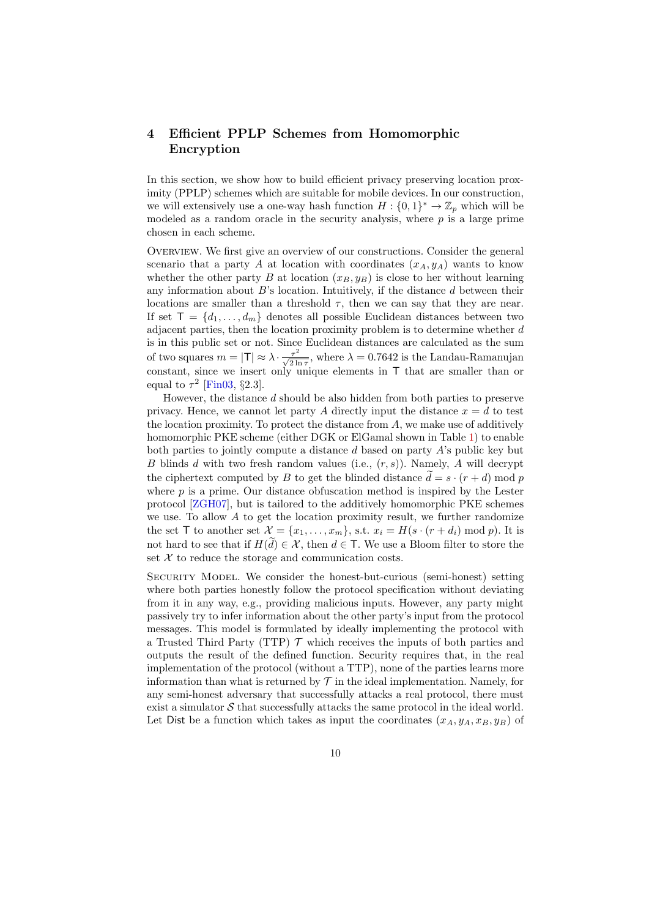## 4 Efficient PPLP Schemes from Homomorphic Encryption

In this section, we show how to build efficient privacy preserving location proximity (PPLP) schemes which are suitable for mobile devices. In our construction, we will extensively use a one-way hash function $H : \{0,1\}^* \to \mathbb{Z}_p$ which will be modeled as a random oracle in the security analysis, where $p$ is a large prime chosen in each scheme.

Overview. We first give an overview of our constructions. Consider the general scenario that a party $A$ at location with coordinates $(x_A, y_A)$ wants to know whether the other party $B$ at location $(x_B, y_B)$ is close to her without learning any information about $B$'s location. Intuitively, if the distance $d$ between their locations are smaller than a threshold $\tau$, then we can say that they are near. If set $\mathsf{T} = \{d_1, \ldots, d_m\}$ denotes all possible Euclidean distances between two adjacent parties, then the location proximity problem is to determine whether $d$ is in this public set or not. Since Euclidean distances are calculated as the sum of two squares $m = |\mathsf{T}| \approx \lambda \cdot \frac{\tau^2}{\sqrt{2 \ln \tau}}$, where $\lambda = 0.7642$ is the Landau-Ramanujan constant, since we insert only unique elements in $\mathsf{T}$ that are smaller than or equal to $\tau^2$ [Fin03, §2.3].

However, the distance $d$ should be also hidden from both parties to preserve privacy. Hence, we cannot let party $A$ directly input the distance $x = d$ to test the location proximity. To protect the distance from $A$, we make use of additively homomorphic PKE scheme (either DGK or ElGamal shown in Table 1) to enable both parties to jointly compute a distance $d$ based on party $A$'s public key but $B$ blinds $d$ with two fresh random values (i.e., $(r, s)$). Namely, $A$ will decrypt the ciphertext computed by $B$ to get the blinded distance $\widetilde{d} = s \cdot (r + d) \bmod p$ where $p$ is a prime. Our distance obfuscation method is inspired by the Lester protocol [ZGH07], but is tailored to the additively homomorphic PKE schemes we use. To allow $A$ to get the location proximity result, we further randomize the set $\mathsf{T}$ to another set $\mathcal{X} = \{x_1, \ldots, x_m\}$, s.t. $x_i = H(s \cdot (r + d_i) \bmod p)$. It is not hard to see that if $H(\widetilde{d}) \in \mathcal{X}$, then $d \in \mathsf{T}$. We use a Bloom filter to store the set $\mathcal{X}$ to reduce the storage and communication costs.

Security Model. We consider the honest-but-curious (semi-honest) setting where both parties honestly follow the protocol specification without deviating from it in any way, e.g., providing malicious inputs. However, any party might passively try to infer information about the other party's input from the protocol messages. This model is formulated by ideally implementing the protocol with a Trusted Third Party (TTP) $\mathcal{T}$ which receives the inputs of both parties and outputs the result of the defined function. Security requires that, in the real implementation of the protocol (without a TTP), none of the parties learns more information than what is returned by $\mathcal{T}$ in the ideal implementation. Namely, for any semi-honest adversary that successfully attacks a real protocol, there must exist a simulator $\mathcal{S}$ that successfully attacks the same protocol in the ideal world. Let $\mathsf{Dist}$ be a function which takes as input the coordinates $(x_A, y_A, x_B, y_B)$ of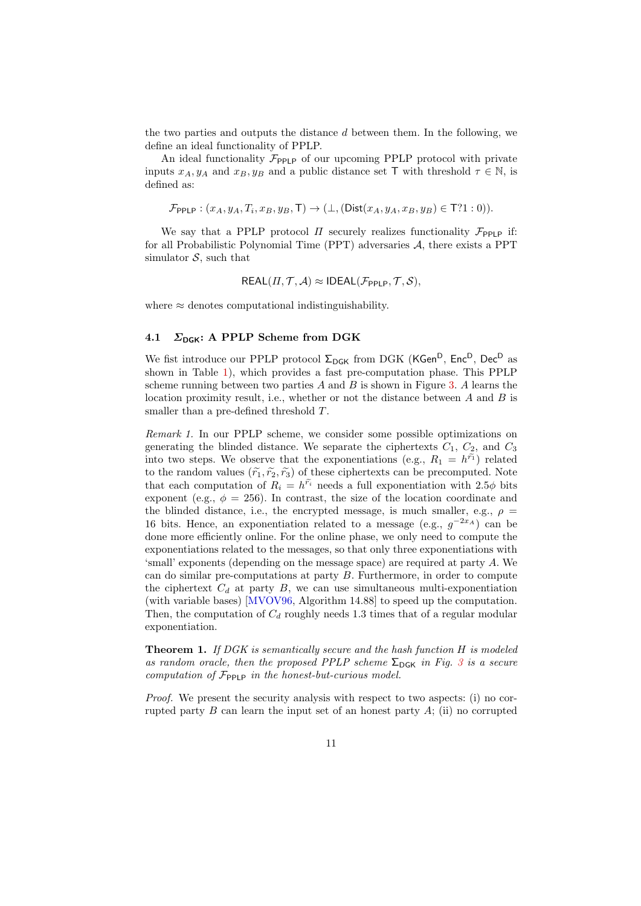the two parties and outputs the distance $d$ between them. In the following, we define an ideal functionality of PPLP.

An ideal functionality $\mathcal{F}_{\mathsf{PPLP}}$ of our upcoming PPLP protocol with private inputs $x_A, y_A$ and $x_B, y_B$ and a public distance set $\mathsf{T}$ with threshold $\tau \in \mathbb{N}$, is defined as:

$$\mathcal{F}_{\mathsf{PPLP}} : (x_A, y_A, T_i, x_B, y_B, \mathsf{T}) \to (\bot, (\mathsf{Dist}(x_A, y_A, x_B, y_B) \in \mathsf{T}?1 : 0)).$$

We say that a PPLP protocol $\Pi$ securely realizes functionality $\mathcal{F}_{\mathsf{PPLP}}$ if: for all Probabilistic Polynomial Time (PPT) adversaries $\mathcal{A}$, there exists a PPT simulator $\mathcal{S}$, such that

$$\mathsf{REAL}(\Pi, \mathcal{T}, \mathcal{A}) \approx \mathsf{IDEAL}(\mathcal{F}_{\mathsf{PPLP}}, \mathcal{T}, \mathcal{S}),$$

where $\approx$ denotes computational indistinguishability.

### 4.1 $\Sigma_{\mathsf{DGK}}$: A PPLP Scheme from DGK

We fist introduce our PPLP protocol $\Sigma_{\mathsf{DGK}}$ from DGK ($\mathsf{KGen}^{\mathsf{D}}$, $\mathsf{Enc}^{\mathsf{D}}$, $\mathsf{Dec}^{\mathsf{D}}$ as shown in Table 1), which provides a fast pre-computation phase. This PPLP scheme running between two parties $A$ and $B$ is shown in Figure 3. $A$ learns the location proximity result, i.e., whether or not the distance between $A$ and $B$ is smaller than a pre-defined threshold $T$.

*Remark 1.* In our PPLP scheme, we consider some possible optimizations on generating the blinded distance. We separate the ciphertexts $C_1$, $C_2$, and $C_3$ into two steps. We observe that the exponentiations (e.g., $R_1 = h^{\widetilde{r_1}}$) related to the random values $(\widetilde{r_1}, \widetilde{r_2}, \widetilde{r_3})$ of these ciphertexts can be precomputed. Note that each computation of $R_i = h^{\widetilde{r_i}}$ needs a full exponentiation with $2.5\phi$ bits exponent (e.g., $\phi = 256$). In contrast, the size of the location coordinate and the blinded distance, i.e., the encrypted message, is much smaller, e.g., $\rho = 16$ bits. Hence, an exponentiation related to a message (e.g., $g^{-2x_A}$) can be done more efficiently online. For the online phase, we only need to compute the exponentiations related to the messages, so that only three exponentiations with 'small' exponents (depending on the message space) are required at party $A$. We can do similar pre-computations at party $B$. Furthermore, in order to compute the ciphertext $C_d$ at party $B$, we can use simultaneous multi-exponentiation (with variable bases) [MVOV96, Algorithm 14.88] to speed up the computation. Then, the computation of $C_d$ roughly needs 1.3 times that of a regular modular exponentiation.

**Theorem 1.** *If DGK is semantically secure and the hash function $H$ is modeled as random oracle, then the proposed PPLP scheme $\Sigma_{\mathsf{DGK}}$ in Fig. 3 is a secure computation of $\mathcal{F}_{\mathsf{PPLP}}$ in the honest-but-curious model.*

*Proof.* We present the security analysis with respect to two aspects: (i) no corrupted party $B$ can learn the input set of an honest party $A$; (ii) no corrupted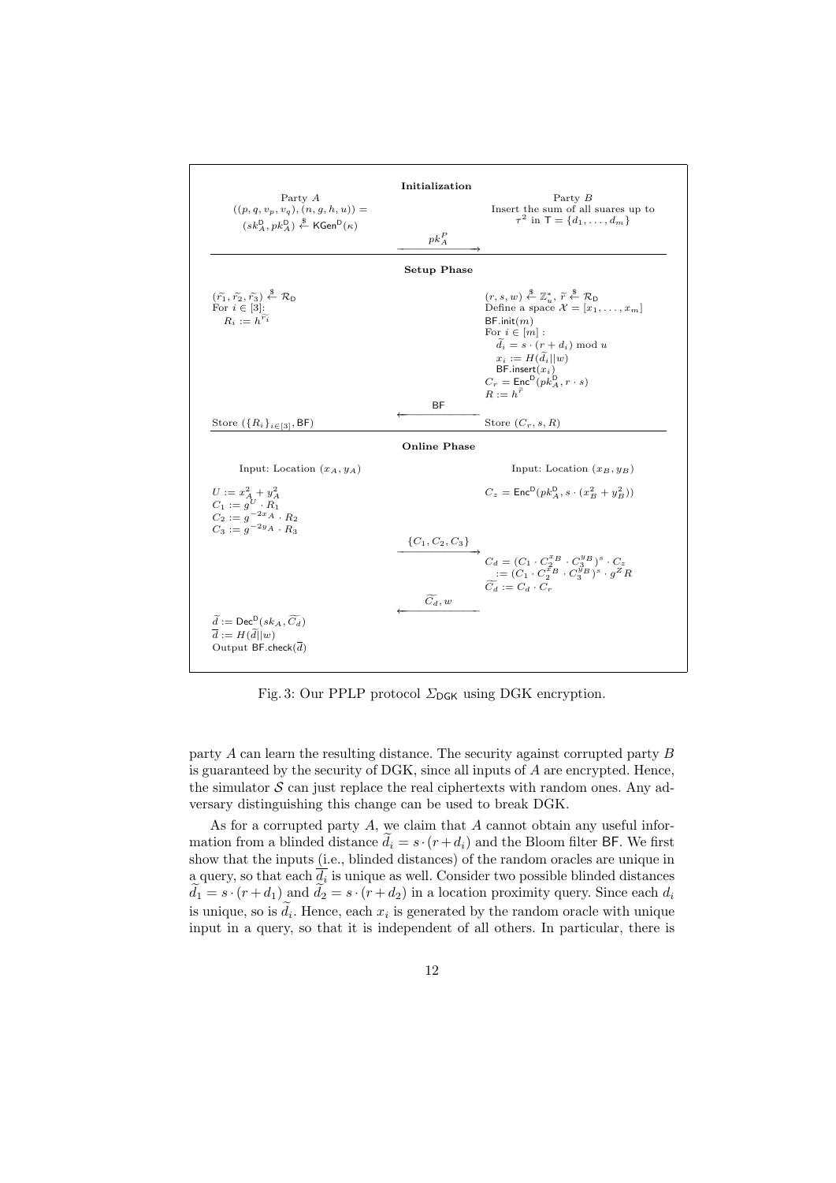**Initialization**

| Party $A$ | | Party $B$ |
|---|---|---|
| $((p, q, v_p, v_q), (n, g, h, u)) = (sk_A^{\mathsf{D}}, pk_A^{\mathsf{D}}) \xleftarrow{\$} \mathsf{KGen}^{\mathsf{D}}(\kappa)$ | $\xrightarrow{pk_A^P}$ | Insert the sum of all suares up to $\tau^2$ in $\mathsf{T} = \{d_1, \ldots, d_m\}$ |

**Setup Phase**

| Party $A$ | | Party $B$ |
|---|---|---|
| $(\widetilde{r_1}, \widetilde{r_2}, \widetilde{r_3}) \xleftarrow{\$} \mathcal{R}_{\mathsf{D}}$ <br> For $i \in [3]$: <br> $R_i := h^{\widetilde{r_i}}$ | | $(r, s, w) \xleftarrow{\$} \mathbb{Z}_u^*$, $\widetilde{r} \xleftarrow{\$} \mathcal{R}_{\mathsf{D}}$ <br> Define a space $\mathcal{X} = [x_1, \ldots, x_m]$ <br> $\mathsf{BF.init}(m)$ <br> For $i \in [m]$ : <br> $\widetilde{d}_i = s \cdot (r + d_i) \bmod u$ <br> $x_i := H(\widetilde{d}_i \| w)$ <br> $\mathsf{BF.insert}(x_i)$ <br> $C_r = \mathsf{Enc}^{\mathsf{D}}(pk_A^{\mathsf{D}}, r \cdot s)$ <br> $R := h^{\widetilde{r}}$ |
| Store $(\{R_i\}_{i \in [3]}, \mathsf{BF})$ | $\xleftarrow{\mathsf{BF}}$ | Store $(C_r, s, R)$ |

**Online Phase**

| Party $A$ | | Party $B$ |
|---|---|---|
| Input: Location $(x_A, y_A)$ | | Input: Location $(x_B, y_B)$ |
| $U := x_A^2 + y_A^2$ <br> $C_1 := g^U \cdot R_1$ <br> $C_2 := g^{-2x_A} \cdot R_2$ <br> $C_3 := g^{-2y_A} \cdot R_3$ | | $C_z = \mathsf{Enc}^{\mathsf{D}}(pk_A^{\mathsf{D}}, s \cdot (x_B^2 + y_B^2))$ |
| | $\xrightarrow{\{C_1, C_2, C_3\}}$ | $C_d = (C_1 \cdot C_2^{x_B} \cdot C_3^{y_B})^s \cdot C_z$ <br> $:= (C_1 \cdot C_2^{x_B} \cdot C_3^{y_B})^s \cdot g^Z R$ <br> $\widetilde{C}_d := C_d \cdot C_r$ |
| $\widetilde{d} := \mathsf{Dec}^{\mathsf{D}}(sk_A, \widetilde{C}_d)$ <br> $\overline{d} := H(\widetilde{d} \| w)$ <br> Output $\mathsf{BF.check}(\overline{d})$ | $\xleftarrow{\widetilde{C}_d, w}$ | |

Fig. 3: Our PPLP protocol $\Sigma_{\mathsf{DGK}}$ using DGK encryption.

party $A$ can learn the resulting distance. The security against corrupted party $B$ is guaranteed by the security of DGK, since all inputs of $A$ are encrypted. Hence, the simulator $\mathcal{S}$ can just replace the real ciphertexts with random ones. Any adversary distinguishing this change can be used to break DGK.

As for a corrupted party $A$, we claim that $A$ cannot obtain any useful information from a blinded distance $\widetilde{d}_i = s \cdot (r + d_i)$ and the Bloom filter $\mathsf{BF}$. We first show that the inputs (i.e., blinded distances) of the random oracles are unique in a query, so that each $\overline{d_i}$ is unique as well. Consider two possible blinded distances $\widetilde{d}_1 = s \cdot (r + d_1)$ and $\widetilde{d}_2 = s \cdot (r + d_2)$ in a location proximity query. Since each $d_i$ is unique, so is $\widetilde{d}_i$. Hence, each $x_i$ is generated by the random oracle with unique input in a query, so that it is independent of all others. In particular, there is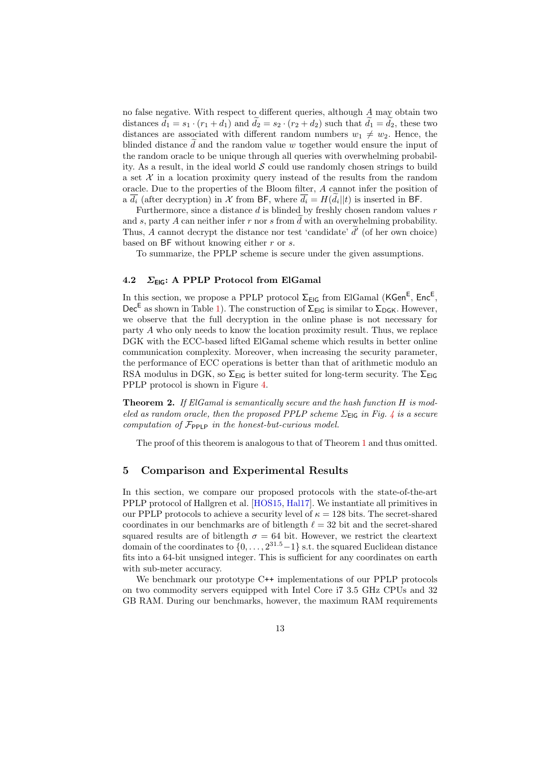no false negative. With respect to different queries, although $A$ may obtain two distances $\widetilde{d}_1 = s_1 \cdot (r_1 + d_1)$ and $\widetilde{d}_2 = s_2 \cdot (r_2 + d_2)$ such that $\widetilde{d}_1 = \widetilde{d}_2$, these two distances are associated with different random numbers $w_1 \neq w_2$. Hence, the blinded distance $\widetilde{d}$ and the random value $w$ together would ensure the input of the random oracle to be unique through all queries with overwhelming probability. As a result, in the ideal world $\mathcal{S}$ could use randomly chosen strings to build a set $\mathcal{X}$ in a location proximity query instead of the results from the random oracle. Due to the properties of the Bloom filter, $A$ cannot infer the position of a $\overline{d_i}$ (after decryption) in $\mathcal{X}$ from $\mathsf{BF}$, where $\overline{d_i} = H(\widetilde{d}_i || t)$ is inserted in $\mathsf{BF}$.

Furthermore, since a distance $d$ is blinded by freshly chosen random values $r$ and $s$, party $A$ can neither infer $r$ nor $s$ from $\widetilde{d}$ with an overwhelming probability. Thus, $A$ cannot decrypt the distance nor test 'candidate' $\widetilde{d}'$ (of her own choice) based on $\mathsf{BF}$ without knowing either $r$ or $s$.

To summarize, the PPLP scheme is secure under the given assumptions.

### 4.2 $\Sigma_{\mathsf{ElG}}$: A PPLP Protocol from ElGamal

In this section, we propose a PPLP protocol $\Sigma_{\mathsf{ElG}}$ from ElGamal ($\mathsf{KGen}^{\mathsf{E}}$, $\mathsf{Enc}^{\mathsf{E}}$, $\mathsf{Dec}^{\mathsf{E}}$ as shown in Table 1). The construction of $\Sigma_{\mathsf{ElG}}$ is similar to $\Sigma_{\mathsf{DGK}}$. However, we observe that the full decryption in the online phase is not necessary for party $A$ who only needs to know the location proximity result. Thus, we replace DGK with the ECC-based lifted ElGamal scheme which results in better online communication complexity. Moreover, when increasing the security parameter, the performance of ECC operations is better than that of arithmetic modulo an RSA modulus in DGK, so $\Sigma_{\mathsf{ElG}}$ is better suited for long-term security. The $\Sigma_{\mathsf{ElG}}$ PPLP protocol is shown in Figure 4.

**Theorem 2.** *If ElGamal is semantically secure and the hash function $H$ is modeled as random oracle, then the proposed PPLP scheme $\Sigma_{\mathsf{ElG}}$ in Fig. 4 is a secure computation of $\mathcal{F}_{\mathsf{PPLP}}$ in the honest-but-curious model.*

The proof of this theorem is analogous to that of Theorem 1 and thus omitted.

## 5 Comparison and Experimental Results

In this section, we compare our proposed protocols with the state-of-the-art PPLP protocol of Hallgren et al. [HOS15, Hal17]. We instantiate all primitives in our PPLP protocols to achieve a security level of $\kappa = 128$ bits. The secret-shared coordinates in our benchmarks are of bitlength $\ell = 32$ bit and the secret-shared squared results are of bitlength $\sigma = 64$ bit. However, we restrict the cleartext domain of the coordinates to $\{0, \ldots, 2^{31.5}-1\}$ s.t. the squared Euclidean distance fits into a 64-bit unsigned integer. This is sufficient for any coordinates on earth with sub-meter accuracy.

We benchmark our prototype C++ implementations of our PPLP protocols on two commodity servers equipped with Intel Core i7 3.5 GHz CPUs and 32 GB RAM. During our benchmarks, however, the maximum RAM requirements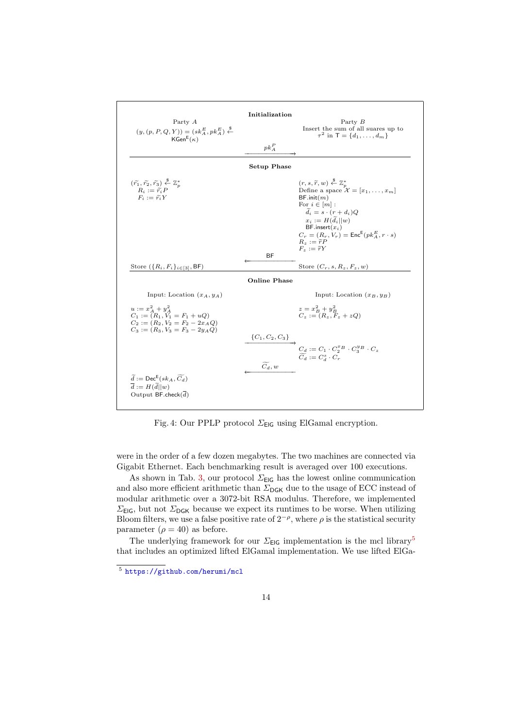**Initialization**

| Party $A$ | | Party $B$ |
|---|---|---|
| $(y, (p, P, Q, Y)) = (sk_A^E, pk_A^E) \xleftarrow{\$} \mathsf{KGen}^{\mathsf{E}}(\kappa)$ | | Insert the sum of all suares up to $\tau^2$ in $\mathsf{T} = \{d_1, \ldots, d_m\}$ |
| | $\xrightarrow{pk_A^P}$ | |

**Setup Phase**

| Party $A$ | | Party $B$ |
|---|---|---|
| $(\widetilde{r_1}, \widetilde{r_2}, \widetilde{r_3}) \xleftarrow{\$} \mathbb{Z}_p^*$ <br> $R_i := \widetilde{r_i} P$ <br> $F_i := \widetilde{r_i} Y$ | | $(r, s, \widetilde{r}, w) \xleftarrow{\$} \mathbb{Z}_p^*$ <br> Define a space $\mathcal{X} = [x_1, \ldots, x_m]$ <br> $\mathsf{BF.init}(m)$ <br> For $i \in [m]$ : <br> $\widetilde{d_i} = s \cdot (r + d_i) Q$ <br> $x_i := H(\widetilde{d_i} \| w)$ <br> $\mathsf{BF.insert}(x_i)$ <br> $C_r = (R_r, V_r) = \mathsf{Enc}^{\mathsf{E}}(pk_A^E, r \cdot s)$ <br> $R_z := \widetilde{r} P$ <br> $F_z := \widetilde{r} Y$ |
| | $\xleftarrow{\mathsf{BF}}$ | |
| Store $(\{R_i, F_i\}_{i \in [3]}, \mathsf{BF})$ | | Store $(C_r, s, R_z, F_z, w)$ |

**Online Phase**

| Party $A$ | | Party $B$ |
|---|---|---|
| Input: Location $(x_A, y_A)$ | | Input: Location $(x_B, y_B)$ |
| $u := x_A^2 + y_A^2$ <br> $C_1 := (R_1, V_1 = F_1 + uQ)$ <br> $C_2 := (R_2, V_2 = F_2 - 2x_A Q)$ <br> $C_3 := (R_3, V_3 = F_3 - 2y_A Q)$ | | $z = x_B^2 + y_B^2$ <br> $C_z := (R_z, F_z + zQ)$ |
| | $\xrightarrow{\{C_1, C_2, C_3\}}$ | |
| | | $C_d := C_1 \cdot C_2^{x_B} \cdot C_3^{y_B} \cdot C_z$ <br> $\widetilde{C_d} := C_d^s \cdot C_r$ |
| | $\xleftarrow{\widetilde{C_d}, w}$ | |
| $\widetilde{d} := \mathsf{Dec}^{\mathsf{E}}(sk_A, \widetilde{C_d})$ <br> $\overline{d} := H(\widetilde{d} \| w)$ <br> Output $\mathsf{BF.check}(\overline{d})$ | | |

Fig. 4: Our PPLP protocol $\Sigma_{\mathsf{ElG}}$ using ElGamal encryption.

were in the order of a few dozen megabytes. The two machines are connected via Gigabit Ethernet. Each benchmarking result is averaged over 100 executions.

As shown in Tab. 3, our protocol $\Sigma_{\mathsf{ElG}}$ has the lowest online communication and also more efficient arithmetic than $\Sigma_{\mathsf{DGK}}$ due to the usage of ECC instead of modular arithmetic over a 3072-bit RSA modulus. Therefore, we implemented $\Sigma_{\mathsf{ElG}}$, but not $\Sigma_{\mathsf{DGK}}$ because we expect its runtimes to be worse. When utilizing Bloom filters, we use a false positive rate of $2^{-\rho}$, where $\rho$ is the statistical security parameter ($\rho = 40$) as before.

The underlying framework for our $\Sigma_{\mathsf{ElG}}$ implementation is the mcl library[5] that includes an optimized lifted ElGamal implementation. We use lifted ElGa-

[5] https://github.com/herumi/mcl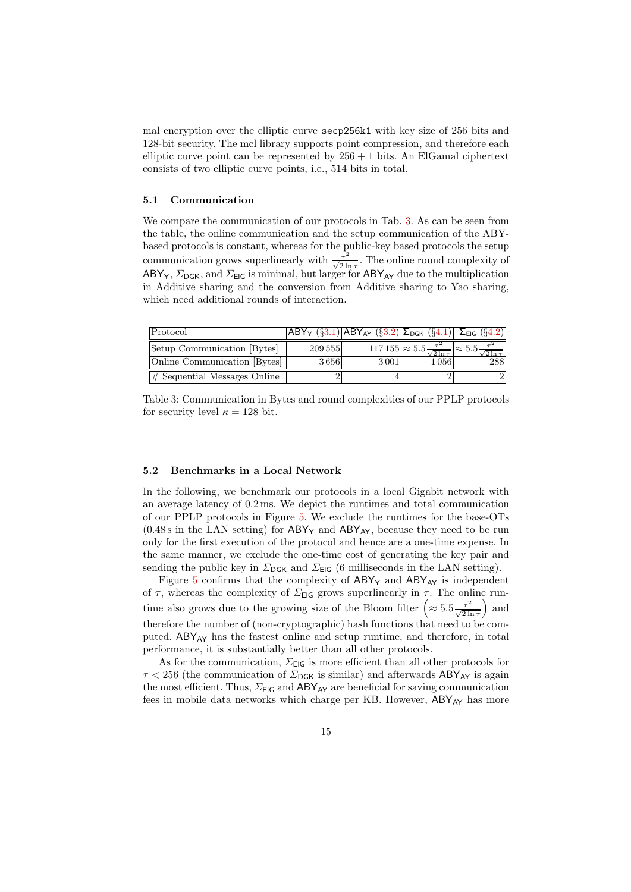mal encryption over the elliptic curve secp256k1 with key size of 256 bits and 128-bit security. The mcl library supports point compression, and therefore each elliptic curve point can be represented by $256 + 1$ bits. An ElGamal ciphertext consists of two elliptic curve points, i.e., 514 bits in total.

### 5.1 Communication

We compare the communication of our protocols in Tab. 3. As can be seen from the table, the online communication and the setup communication of the ABY-based protocols is constant, whereas for the public-key based protocols the setup communication grows superlinearly with $\frac{\tau^2}{\sqrt{2 \ln \tau}}$. The online round complexity of $\mathsf{ABY_Y}$, $\Sigma_{\mathsf{DGK}}$, and $\Sigma_{\mathsf{ElG}}$ is minimal, but larger for $\mathsf{ABY_{AY}}$ due to the multiplication in Additive sharing and the conversion from Additive sharing to Yao sharing, which need additional rounds of interaction.

| Protocol | $\mathsf{ABY_Y}$ (§3.1) | $\mathsf{ABY_{AY}}$ (§3.2) | $\Sigma_{\mathsf{DGK}}$ (§4.1) | $\Sigma_{\mathsf{ElG}}$ (§4.2) |
|---|---|---|---|---|
| Setup Communication [Bytes] | 209 555 | 117 155 | $\approx 5.5\frac{\tau^2}{\sqrt{2\ln\tau}}$ | $\approx 5.5\frac{\tau^2}{\sqrt{2\ln\tau}}$ |
| Online Communication [Bytes] | 3 656 | 3 001 | 1 056 | 288 |
| # Sequential Messages Online | 2 | 4 | 2 | 2 |

Table 3: Communication in Bytes and round complexities of our PPLP protocols for security level $\kappa = 128$ bit.

### 5.2 Benchmarks in a Local Network

In the following, we benchmark our protocols in a local Gigabit network with an average latency of 0.2 ms. We depict the runtimes and total communication of our PPLP protocols in Figure 5. We exclude the runtimes for the base-OTs (0.48 s in the LAN setting) for $\mathsf{ABY_Y}$ and $\mathsf{ABY_{AY}}$, because they need to be run only for the first execution of the protocol and hence are a one-time expense. In the same manner, we exclude the one-time cost of generating the key pair and sending the public key in $\Sigma_{\mathsf{DGK}}$ and $\Sigma_{\mathsf{ElG}}$ (6 milliseconds in the LAN setting).

Figure 5 confirms that the complexity of $\mathsf{ABY_Y}$ and $\mathsf{ABY_{AY}}$ is independent of $\tau$, whereas the complexity of $\Sigma_{\mathsf{ElG}}$ grows superlinearly in $\tau$. The online runtime also grows due to the growing size of the Bloom filter $\left(\approx 5.5\frac{\tau^2}{\sqrt{2\ln\tau}}\right)$ and therefore the number of (non-cryptographic) hash functions that need to be computed. $\mathsf{ABY_{AY}}$ has the fastest online and setup runtime, and therefore, in total performance, it is substantially better than all other protocols.

As for the communication, $\Sigma_{\mathsf{ElG}}$ is more efficient than all other protocols for $\tau < 256$ (the communication of $\Sigma_{\mathsf{DGK}}$ is similar) and afterwards $\mathsf{ABY_{AY}}$ is again the most efficient. Thus, $\Sigma_{\mathsf{ElG}}$ and $\mathsf{ABY_{AY}}$ are beneficial for saving communication fees in mobile data networks which charge per KB. However, $\mathsf{ABY_{AY}}$ has more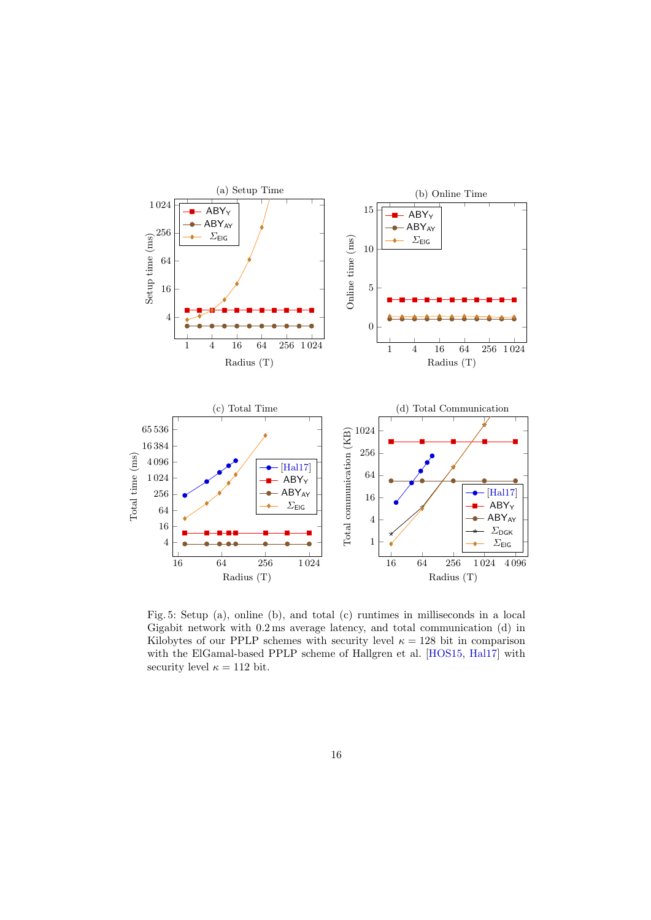Fig. 5: Setup (a), online (b), and total (c) runtimes in milliseconds in a local Gigabit network with 0.2 ms average latency, and total communication (d) in Kilobytes of our PPLP schemes with security level $\kappa = 128$ bit in comparison with the ElGamal-based PPLP scheme of Hallgren et al. [HOS15, Hal17] with security level $\kappa = 112$ bit.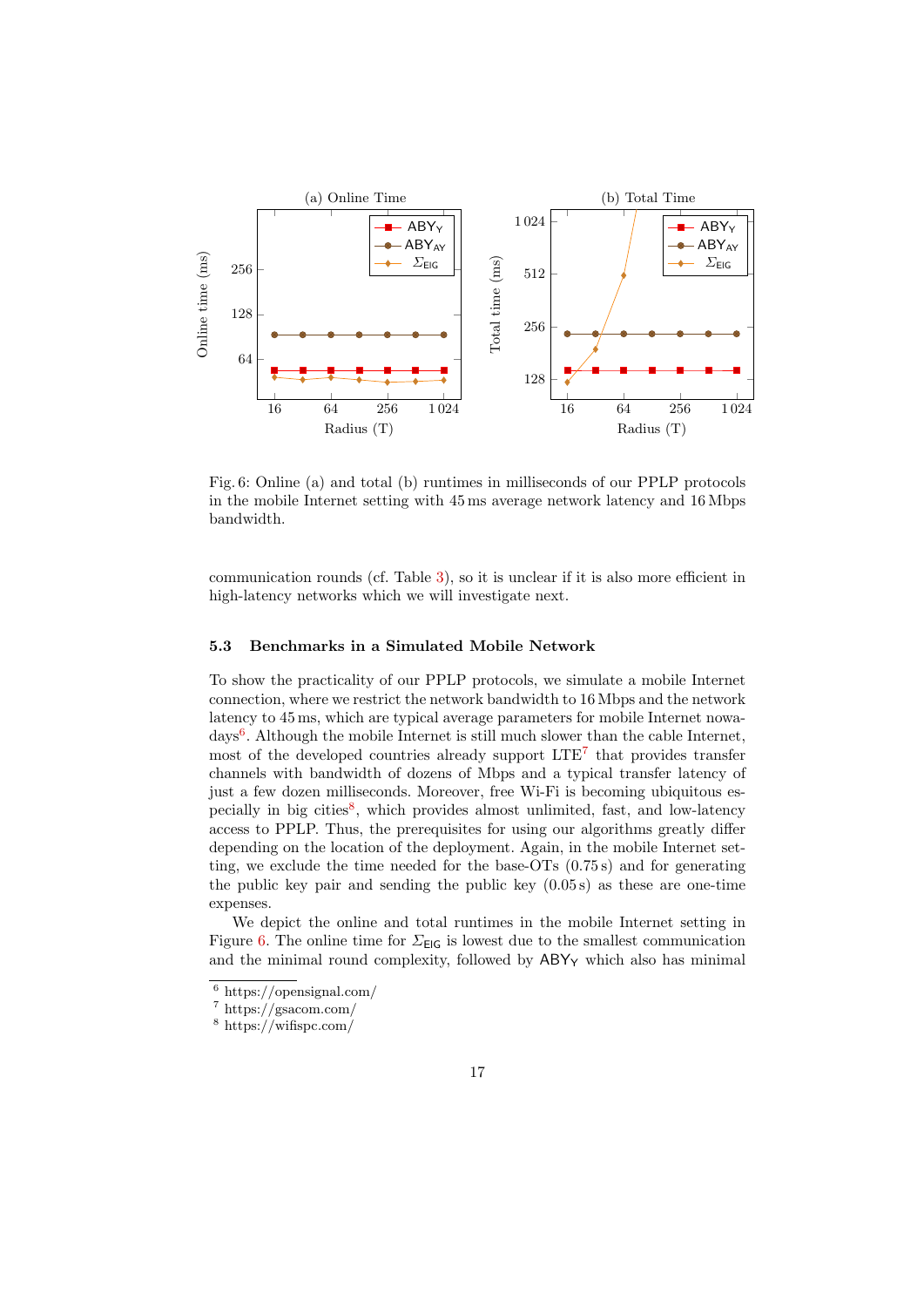Fig. 6: Online (a) and total (b) runtimes in milliseconds of our PPLP protocols in the mobile Internet setting with 45 ms average network latency and 16 Mbps bandwidth.

communication rounds (cf. Table 3), so it is unclear if it is also more efficient in high-latency networks which we will investigate next.

### 5.3 Benchmarks in a Simulated Mobile Network

To show the practicality of our PPLP protocols, we simulate a mobile Internet connection, where we restrict the network bandwidth to 16 Mbps and the network latency to 45 ms, which are typical average parameters for mobile Internet nowadays[6]. Although the mobile Internet is still much slower than the cable Internet, most of the developed countries already support LTE[7] that provides transfer channels with bandwidth of dozens of Mbps and a typical transfer latency of just a few dozen milliseconds. Moreover, free Wi-Fi is becoming ubiquitous especially in big cities[8], which provides almost unlimited, fast, and low-latency access to PPLP. Thus, the prerequisites for using our algorithms greatly differ depending on the location of the deployment. Again, in the mobile Internet setting, we exclude the time needed for the base-OTs (0.75 s) and for generating the public key pair and sending the public key (0.05 s) as these are one-time expenses.

We depict the online and total runtimes in the mobile Internet setting in Figure 6. The online time for $\Sigma_{\mathsf{EIG}}$ is lowest due to the smallest communication and the minimal round complexity, followed by $\mathsf{ABY}_{\mathsf{Y}}$ which also has minimal

[6] https://opensignal.com/

[7] https://gsacom.com/

[8] https://wifispc.com/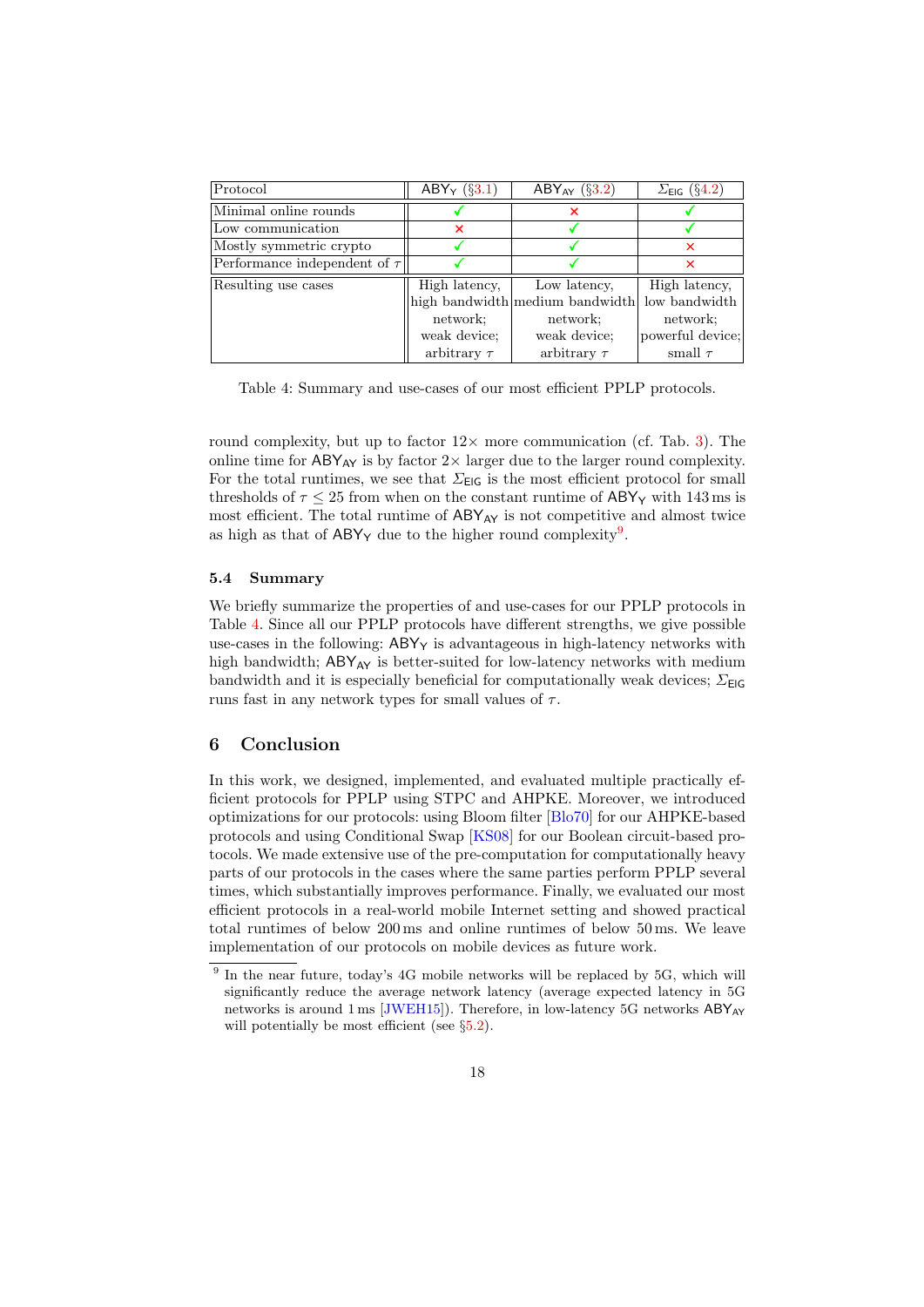| Protocol | $\mathsf{ABY_Y}$ (§3.1) | $\mathsf{ABY_{AY}}$ (§3.2) | $\Sigma_{\mathsf{EIG}}$ (§4.2) |
|---|---|---|---|
| Minimal online rounds | ✓ | × | ✓ |
| Low communication | × | ✓ | ✓ |
| Mostly symmetric crypto | ✓ | ✓ | × |
| Performance independent of $\tau$ | ✓ | ✓ | × |
| Resulting use cases | High latency, high bandwidth network; weak device; arbitrary $\tau$ | Low latency, medium bandwidth network; weak device; arbitrary $\tau$ | High latency, low bandwidth network; powerful device; small $\tau$ |

Table 4: Summary and use-cases of our most efficient PPLP protocols.

round complexity, but up to factor $12\times$ more communication (cf. Tab. 3). The online time for $\mathsf{ABY_{AY}}$ is by factor $2\times$ larger due to the larger round complexity. For the total runtimes, we see that $\Sigma_{\mathsf{EIG}}$ is the most efficient protocol for small thresholds of $\tau \leq 25$ from when on the constant runtime of $\mathsf{ABY_Y}$ with 143 ms is most efficient. The total runtime of $\mathsf{ABY_{AY}}$ is not competitive and almost twice as high as that of $\mathsf{ABY_Y}$ due to the higher round complexity[9].

### 5.4 Summary

We briefly summarize the properties of and use-cases for our PPLP protocols in Table 4. Since all our PPLP protocols have different strengths, we give possible use-cases in the following: $\mathsf{ABY_Y}$ is advantageous in high-latency networks with high bandwidth; $\mathsf{ABY_{AY}}$ is better-suited for low-latency networks with medium bandwidth and it is especially beneficial for computationally weak devices; $\Sigma_{\mathsf{EIG}}$ runs fast in any network types for small values of $\tau$.

## 6 Conclusion

In this work, we designed, implemented, and evaluated multiple practically efficient protocols for PPLP using STPC and AHPKE. Moreover, we introduced optimizations for our protocols: using Bloom filter [Blo70] for our AHPKE-based protocols and using Conditional Swap [KS08] for our Boolean circuit-based protocols. We made extensive use of the pre-computation for computationally heavy parts of our protocols in the cases where the same parties perform PPLP several times, which substantially improves performance. Finally, we evaluated our most efficient protocols in a real-world mobile Internet setting and showed practical total runtimes of below 200 ms and online runtimes of below 50 ms. We leave implementation of our protocols on mobile devices as future work.

---

[9] In the near future, today's 4G mobile networks will be replaced by 5G, which will significantly reduce the average network latency (average expected latency in 5G networks is around 1 ms [JWEH15]). Therefore, in low-latency 5G networks $\mathsf{ABY_{AY}}$ will potentially be most efficient (see §5.2).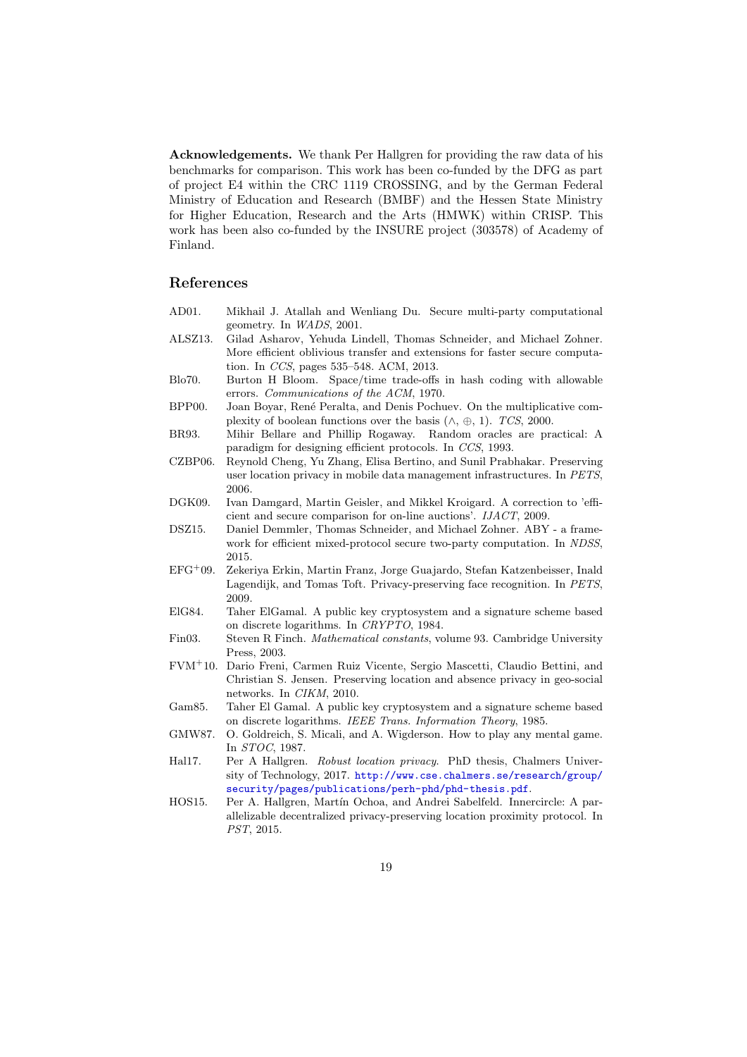**Acknowledgements.** We thank Per Hallgren for providing the raw data of his benchmarks for comparison. This work has been co-funded by the DFG as part of project E4 within the CRC 1119 CROSSING, and by the German Federal Ministry of Education and Research (BMBF) and the Hessen State Ministry for Higher Education, Research and the Arts (HMWK) within CRISP. This work has been also co-funded by the INSURE project (303578) of Academy of Finland.

## References

- AD01. Mikhail J. Atallah and Wenliang Du. Secure multi-party computational geometry. In *WADS*, 2001.
- ALSZ13. Gilad Asharov, Yehuda Lindell, Thomas Schneider, and Michael Zohner. More efficient oblivious transfer and extensions for faster secure computation. In *CCS*, pages 535–548. ACM, 2013.
- Blo70. Burton H Bloom. Space/time trade-offs in hash coding with allowable errors. *Communications of the ACM*, 1970.
- BPP00. Joan Boyar, René Peralta, and Denis Pochuev. On the multiplicative complexity of boolean functions over the basis $(\wedge, \oplus, 1)$. *TCS*, 2000.
- BR93. Mihir Bellare and Phillip Rogaway. Random oracles are practical: A paradigm for designing efficient protocols. In *CCS*, 1993.
- CZBP06. Reynold Cheng, Yu Zhang, Elisa Bertino, and Sunil Prabhakar. Preserving user location privacy in mobile data management infrastructures. In *PETS*, 2006.
- DGK09. Ivan Damgard, Martin Geisler, and Mikkel Kroigard. A correction to 'efficient and secure comparison for on-line auctions'. *IJACT*, 2009.
- DSZ15. Daniel Demmler, Thomas Schneider, and Michael Zohner. ABY - a framework for efficient mixed-protocol secure two-party computation. In *NDSS*, 2015.
- EFG+09. Zekeriya Erkin, Martin Franz, Jorge Guajardo, Stefan Katzenbeisser, Inald Lagendijk, and Tomas Toft. Privacy-preserving face recognition. In *PETS*, 2009.
- ElG84. Taher ElGamal. A public key cryptosystem and a signature scheme based on discrete logarithms. In *CRYPTO*, 1984.
- Fin03. Steven R Finch. *Mathematical constants*, volume 93. Cambridge University Press, 2003.
- FVM+10. Dario Freni, Carmen Ruiz Vicente, Sergio Mascetti, Claudio Bettini, and Christian S. Jensen. Preserving location and absence privacy in geo-social networks. In *CIKM*, 2010.
- Gam85. Taher El Gamal. A public key cryptosystem and a signature scheme based on discrete logarithms. *IEEE Trans. Information Theory*, 1985.
- GMW87. O. Goldreich, S. Micali, and A. Wigderson. How to play any mental game. In *STOC*, 1987.
- Hal17. Per A Hallgren. *Robust location privacy*. PhD thesis, Chalmers University of Technology, 2017. http://www.cse.chalmers.se/research/group/security/pages/publications/perh-phd/phd-thesis.pdf.
- HOS15. Per A. Hallgren, Martín Ochoa, and Andrei Sabelfeld. Innercircle: A parallelizable decentralized privacy-preserving location proximity protocol. In *PST*, 2015.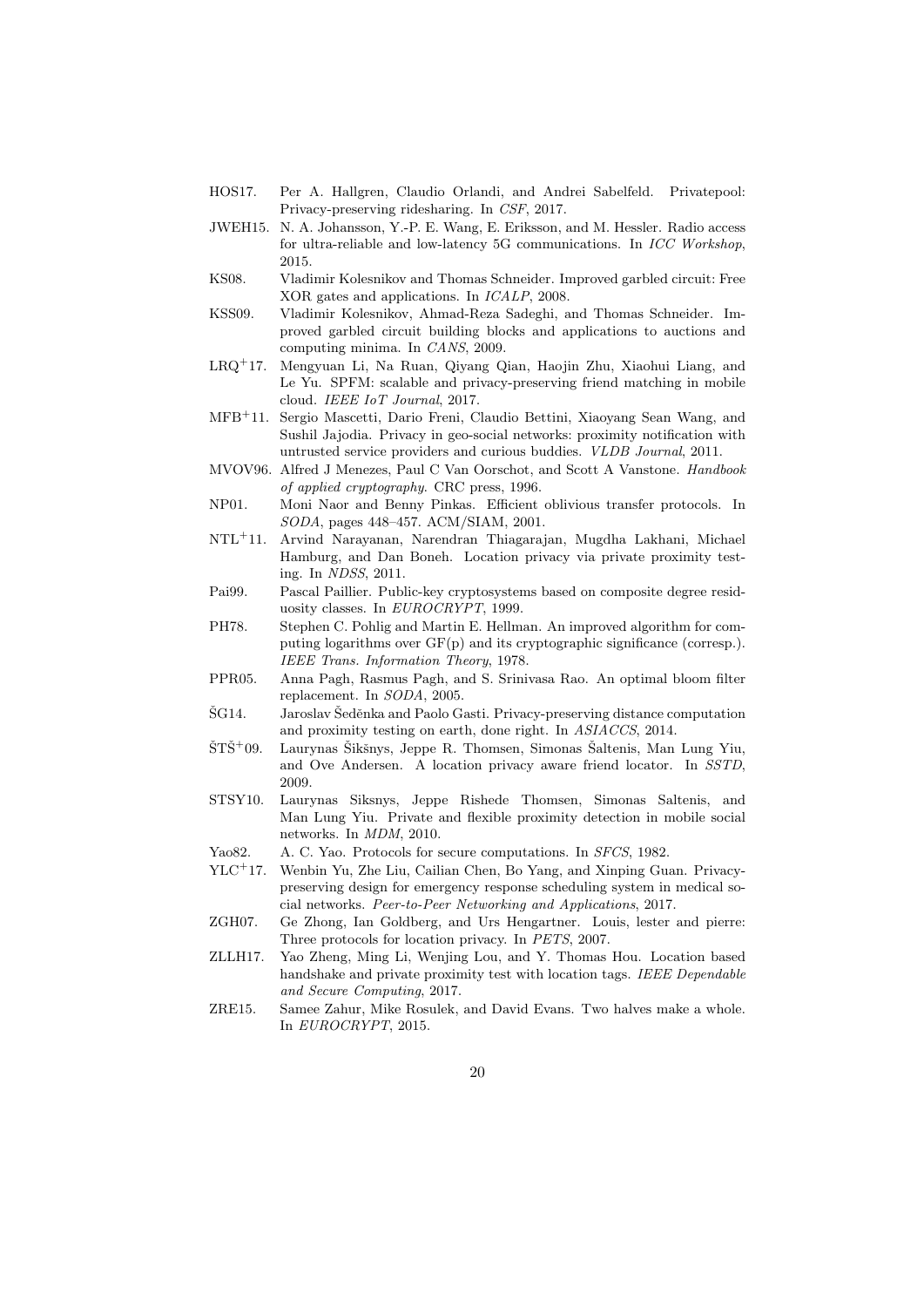HOS17. Per A. Hallgren, Claudio Orlandi, and Andrei Sabelfeld. Privatepool: Privacy-preserving ridesharing. In *CSF*, 2017.

JWEH15. N. A. Johansson, Y.-P. E. Wang, E. Eriksson, and M. Hessler. Radio access for ultra-reliable and low-latency 5G communications. In *ICC Workshop*, 2015.

KS08. Vladimir Kolesnikov and Thomas Schneider. Improved garbled circuit: Free XOR gates and applications. In *ICALP*, 2008.

KSS09. Vladimir Kolesnikov, Ahmad-Reza Sadeghi, and Thomas Schneider. Improved garbled circuit building blocks and applications to auctions and computing minima. In *CANS*, 2009.

LRQ+17. Mengyuan Li, Na Ruan, Qiyang Qian, Haojin Zhu, Xiaohui Liang, and Le Yu. SPFM: scalable and privacy-preserving friend matching in mobile cloud. *IEEE IoT Journal*, 2017.

MFB+11. Sergio Mascetti, Dario Freni, Claudio Bettini, Xiaoyang Sean Wang, and Sushil Jajodia. Privacy in geo-social networks: proximity notification with untrusted service providers and curious buddies. *VLDB Journal*, 2011.

MVOV96. Alfred J Menezes, Paul C Van Oorschot, and Scott A Vanstone. *Handbook of applied cryptography*. CRC press, 1996.

NP01. Moni Naor and Benny Pinkas. Efficient oblivious transfer protocols. In *SODA*, pages 448–457. ACM/SIAM, 2001.

NTL+11. Arvind Narayanan, Narendran Thiagarajan, Mugdha Lakhani, Michael Hamburg, and Dan Boneh. Location privacy via private proximity testing. In *NDSS*, 2011.

Pai99. Pascal Paillier. Public-key cryptosystems based on composite degree residuosity classes. In *EUROCRYPT*, 1999.

PH78. Stephen C. Pohlig and Martin E. Hellman. An improved algorithm for computing logarithms over GF(p) and its cryptographic significance (corresp.). *IEEE Trans. Information Theory*, 1978.

PPR05. Anna Pagh, Rasmus Pagh, and S. Srinivasa Rao. An optimal bloom filter replacement. In *SODA*, 2005.

ŠG14. Jaroslav Šeděnka and Paolo Gasti. Privacy-preserving distance computation and proximity testing on earth, done right. In *ASIACCS*, 2014.

ŠTŠ+09. Laurynas Šikšnys, Jeppe R. Thomsen, Simonas Šaltenis, Man Lung Yiu, and Ove Andersen. A location privacy aware friend locator. In *SSTD*, 2009.

STSY10. Laurynas Siksnys, Jeppe Rishede Thomsen, Simonas Saltenis, and Man Lung Yiu. Private and flexible proximity detection in mobile social networks. In *MDM*, 2010.

Yao82. A. C. Yao. Protocols for secure computations. In *SFCS*, 1982.

YLC+17. Wenbin Yu, Zhe Liu, Cailian Chen, Bo Yang, and Xinping Guan. Privacy-preserving design for emergency response scheduling system in medical social networks. *Peer-to-Peer Networking and Applications*, 2017.

ZGH07. Ge Zhong, Ian Goldberg, and Urs Hengartner. Louis, lester and pierre: Three protocols for location privacy. In *PETS*, 2007.

ZLLH17. Yao Zheng, Ming Li, Wenjing Lou, and Y. Thomas Hou. Location based handshake and private proximity test with location tags. *IEEE Dependable and Secure Computing*, 2017.

ZRE15. Samee Zahur, Mike Rosulek, and David Evans. Two halves make a whole. In *EUROCRYPT*, 2015.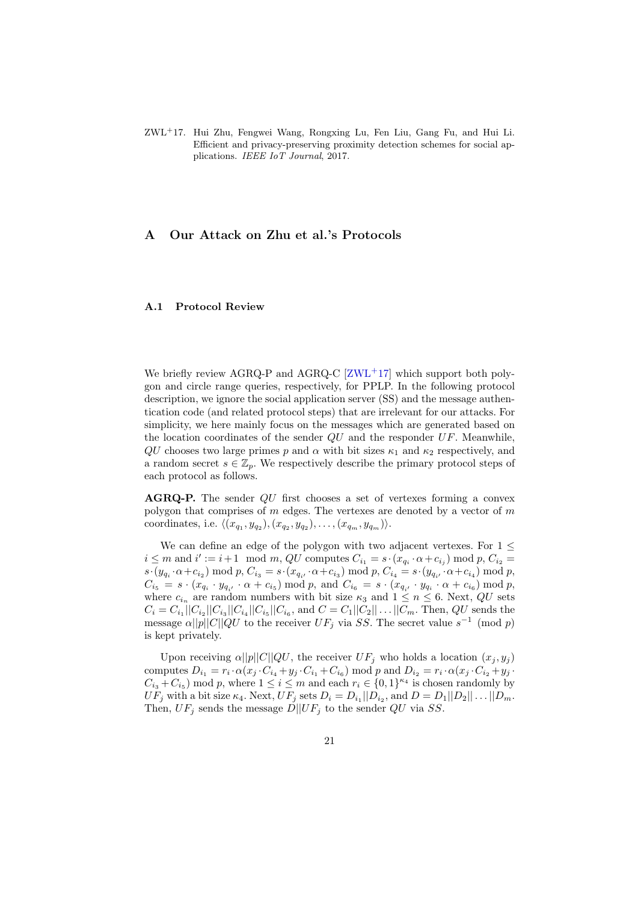ZWL+17. Hui Zhu, Fengwei Wang, Rongxing Lu, Fen Liu, Gang Fu, and Hui Li. Efficient and privacy-preserving proximity detection schemes for social applications. *IEEE IoT Journal*, 2017.

## A Our Attack on Zhu et al.'s Protocols

### A.1 Protocol Review

We briefly review AGRQ-P and AGRQ-C [ZWL+17] which support both polygon and circle range queries, respectively, for PPLP. In the following protocol description, we ignore the social application server (SS) and the message authentication code (and related protocol steps) that are irrelevant for our attacks. For simplicity, we here mainly focus on the messages which are generated based on the location coordinates of the sender $QU$ and the responder $UF$. Meanwhile, $QU$ chooses two large primes $p$ and $\alpha$ with bit sizes $\kappa_1$ and $\kappa_2$ respectively, and a random secret $s \in \mathbb{Z}_p$. We respectively describe the primary protocol steps of each protocol as follows.

**AGRQ-P.** The sender $QU$ first chooses a set of vertexes forming a convex polygon that comprises of $m$ edges. The vertexes are denoted by a vector of $m$ coordinates, i.e. $\langle (x_{q_1}, y_{q_2}), (x_{q_2}, y_{q_2}), \ldots, (x_{q_m}, y_{q_m}) \rangle$.

We can define an edge of the polygon with two adjacent vertexes. For $1 \leq i \leq m$ and $i' := i+1 \mod m$, $QU$ computes $C_{i_1} = s \cdot (x_{q_i} \cdot \alpha + c_{i_j}) \bmod p$, $C_{i_2} = s \cdot (y_{q_i} \cdot \alpha + c_{i_2}) \bmod p$, $C_{i_3} = s \cdot (x_{q_{i'}} \cdot \alpha + c_{i_3}) \bmod p$, $C_{i_4} = s \cdot (y_{q_{i'}} \cdot \alpha + c_{i_4}) \bmod p$, $C_{i_5} = s \cdot (x_{q_i} \cdot y_{q_{i'}} \cdot \alpha + c_{i_5}) \bmod p$, and $C_{i_6} = s \cdot (x_{q_{i'}} \cdot y_{q_i} \cdot \alpha + c_{i_6}) \bmod p$, where $c_{i_n}$ are random numbers with bit size $\kappa_3$ and $1 \leq n \leq 6$. Next, $QU$ sets $C_i = C_{i_1} || C_{i_2} || C_{i_3} || C_{i_4} || C_{i_5} || C_{i_6}$, and $C = C_1 || C_2 || \ldots || C_m$. Then, $QU$ sends the message $\alpha || p || C || QU$ to the receiver $UF_j$ via $SS$. The secret value $s^{-1} \pmod{p}$ is kept privately.

Upon receiving $\alpha || p || C || QU$, the receiver $UF_j$ who holds a location $(x_j, y_j)$ computes $D_{i_1} = r_i \cdot \alpha (x_j \cdot C_{i_4} + y_j \cdot C_{i_1} + C_{i_6}) \bmod p$ and $D_{i_2} = r_i \cdot \alpha (x_j \cdot C_{i_2} + y_j \cdot C_{i_3} + C_{i_5}) \bmod p$, where $1 \leq i \leq m$ and each $r_i \in \{0,1\}^{\kappa_4}$ is chosen randomly by $UF_j$ with a bit size $\kappa_4$. Next, $UF_j$ sets $D_i = D_{i_1} || D_{i_2}$, and $D = D_1 || D_2 || \ldots || D_m$. Then, $UF_j$ sends the message $D || UF_j$ to the sender $QU$ via $SS$.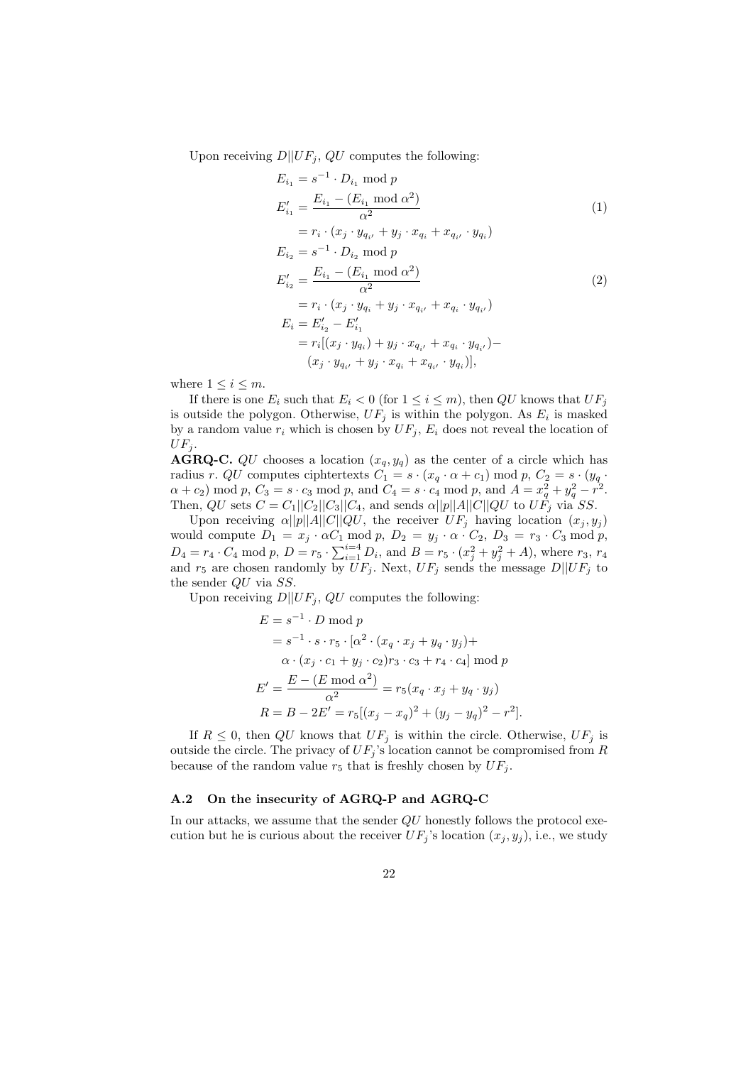Upon receiving $D||UF_j$, $QU$ computes the following:

$$
\begin{aligned}
E_{i_1} &= s^{-1} \cdot D_{i_1} \bmod p \\
E'_{i_1} &= \frac{E_{i_1} - (E_{i_1} \bmod \alpha^2)}{\alpha^2} \qquad (1)\\
&= r_i \cdot (x_j \cdot y_{q_{i'}} + y_j \cdot x_{q_i} + x_{q_{i'}} \cdot y_{q_i}) \\
E_{i_2} &= s^{-1} \cdot D_{i_2} \bmod p \\
E'_{i_2} &= \frac{E_{i_1} - (E_{i_1} \bmod \alpha^2)}{\alpha^2} \qquad (2)\\
&= r_i \cdot (x_j \cdot y_{q_i} + y_j \cdot x_{q_{i'}} + x_{q_i} \cdot y_{q_{i'}}) \\
E_i &= E'_{i_2} - E'_{i_1} \\
&= r_i[(x_j \cdot y_{q_i}) + y_j \cdot x_{q_{i'}} + x_{q_i} \cdot y_{q_{i'}}) - \\
&\quad (x_j \cdot y_{q_{i'}} + y_j \cdot x_{q_i} + x_{q_{i'}} \cdot y_{q_i})],
\end{aligned}
$$

where $1 \leq i \leq m$.

If there is one $E_i$ such that $E_i < 0$ (for $1 \leq i \leq m$), then $QU$ knows that $UF_j$ is outside the polygon. Otherwise, $UF_j$ is within the polygon. As $E_i$ is masked by a random value $r_i$ which is chosen by $UF_j$, $E_i$ does not reveal the location of $UF_j$.

**AGRQ-C.** $QU$ chooses a location $(x_q, y_q)$ as the center of a circle which has radius $r$. $QU$ computes ciphtertexts $C_1 = s \cdot (x_q \cdot \alpha + c_1) \bmod p$, $C_2 = s \cdot (y_q \cdot \alpha + c_2) \bmod p$, $C_3 = s \cdot c_3 \bmod p$, and $C_4 = s \cdot c_4 \bmod p$, and $A = x_q^2 + y_q^2 - r^2$. Then, $QU$ sets $C = C_1||C_2||C_3||C_4$, and sends $\alpha||p||A||C||QU$ to $UF_j$ via $SS$.

Upon receiving $\alpha||p||A||C||QU$, the receiver $UF_j$ having location $(x_j, y_j)$ would compute $D_1 = x_j \cdot \alpha C_1 \bmod p$, $D_2 = y_j \cdot \alpha \cdot C_2$, $D_3 = r_3 \cdot C_3 \bmod p$, $D_4 = r_4 \cdot C_4 \bmod p$, $D = r_5 \cdot \sum_{i=1}^{i=4} D_i$, and $B = r_5 \cdot (x_j^2 + y_j^2 + A)$, where $r_3$, $r_4$ and $r_5$ are chosen randomly by $UF_j$. Next, $UF_j$ sends the message $D||UF_j$ to the sender $QU$ via $SS$.

Upon receiving $D||UF_j$, $QU$ computes the following:

$$
\begin{aligned}
E &= s^{-1} \cdot D \bmod p \\
&= s^{-1} \cdot s \cdot r_5 \cdot [\alpha^2 \cdot (x_q \cdot x_j + y_q \cdot y_j) + \\
&\quad \alpha \cdot (x_j \cdot c_1 + y_j \cdot c_2) r_3 \cdot c_3 + r_4 \cdot c_4] \bmod p \\
E' &= \frac{E - (E \bmod \alpha^2)}{\alpha^2} = r_5(x_q \cdot x_j + y_q \cdot y_j) \\
R &= B - 2E' = r_5[(x_j - x_q)^2 + (y_j - y_q)^2 - r^2].
\end{aligned}
$$

If $R \leq 0$, then $QU$ knows that $UF_j$ is within the circle. Otherwise, $UF_j$ is outside the circle. The privacy of $UF_j$'s location cannot be compromised from $R$ because of the random value $r_5$ that is freshly chosen by $UF_j$.

### A.2 On the insecurity of AGRQ-P and AGRQ-C

In our attacks, we assume that the sender $QU$ honestly follows the protocol execution but he is curious about the receiver $UF_j$'s location $(x_j, y_j)$, i.e., we study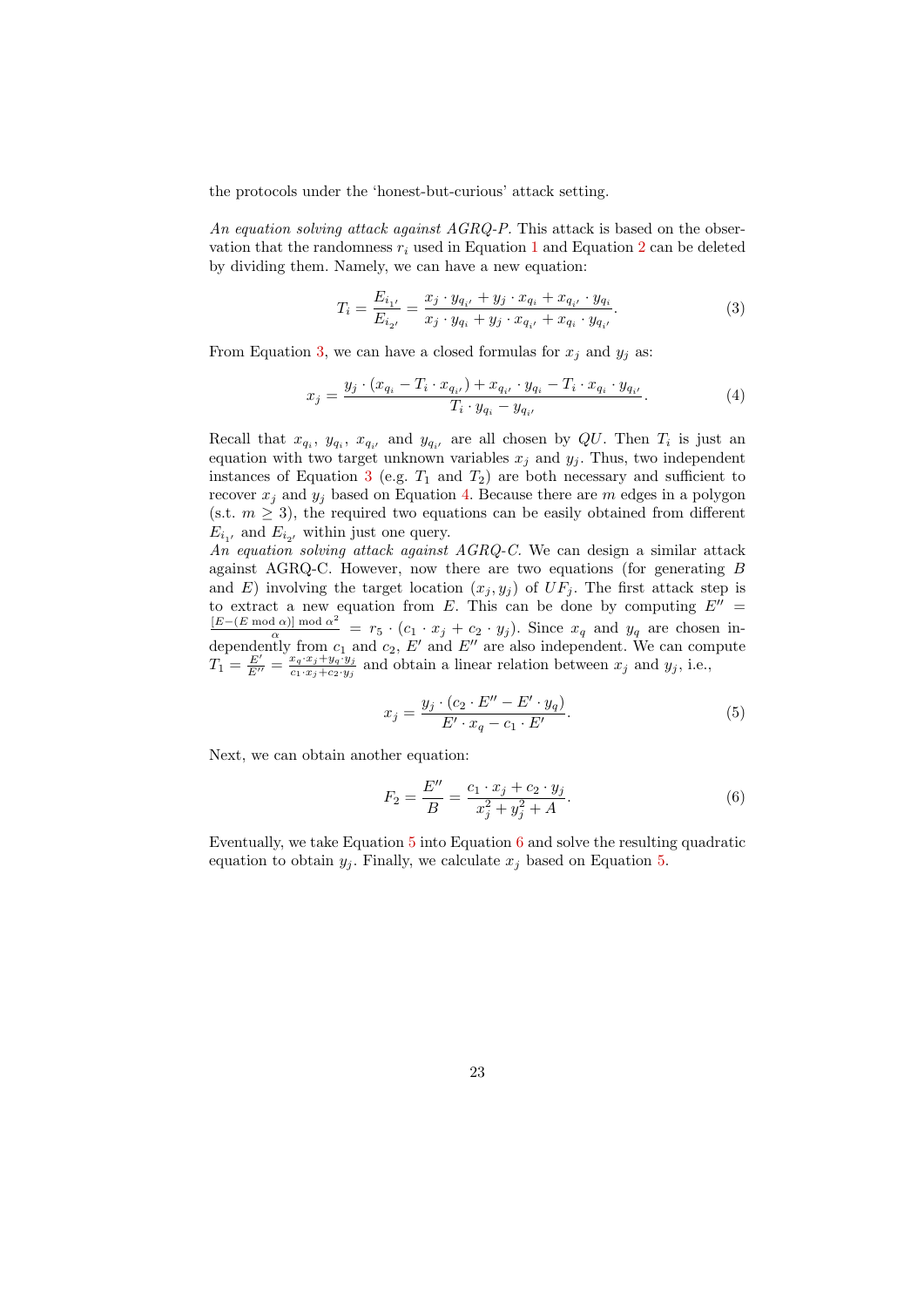the protocols under the 'honest-but-curious' attack setting.

*An equation solving attack against AGRQ-P.* This attack is based on the observation that the randomness $r_i$ used in Equation 1 and Equation 2 can be deleted by dividing them. Namely, we can have a new equation:

$$T_i = \frac{E_{i_{1'}}}{E_{i_{2'}}} = \frac{x_j \cdot y_{q_{i'}} + y_j \cdot x_{q_i} + x_{q_{i'}} \cdot y_{q_i}}{x_j \cdot y_{q_i} + y_j \cdot x_{q_{i'}} + x_{q_i} \cdot y_{q_{i'}}}. \tag{3}$$

From Equation 3, we can have a closed formulas for $x_j$ and $y_j$ as:

$$x_j = \frac{y_j \cdot (x_{q_i} - T_i \cdot x_{q_{i'}}) + x_{q_{i'}} \cdot y_{q_i} - T_i \cdot x_{q_i} \cdot y_{q_{i'}}}{T_i \cdot y_{q_i} - y_{q_{i'}}}. \tag{4}$$

Recall that $x_{q_i}$, $y_{q_i}$, $x_{q_{i'}}$ and $y_{q_{i'}}$ are all chosen by $QU$. Then $T_i$ is just an equation with two target unknown variables $x_j$ and $y_j$. Thus, two independent instances of Equation 3 (e.g. $T_1$ and $T_2$) are both necessary and sufficient to recover $x_j$ and $y_j$ based on Equation 4. Because there are $m$ edges in a polygon (s.t. $m \geq 3$), the required two equations can be easily obtained from different $E_{i_{1'}}$ and $E_{i_{2'}}$ within just one query.

*An equation solving attack against AGRQ-C.* We can design a similar attack against AGRQ-C. However, now there are two equations (for generating $B$ and $E$) involving the target location $(x_j, y_j)$ of $UF_j$. The first attack step is to extract a new equation from $E$. This can be done by computing $E'' = \frac{[E-(E \bmod \alpha)] \bmod \alpha^2}{\alpha} = r_5 \cdot (c_1 \cdot x_j + c_2 \cdot y_j)$. Since $x_q$ and $y_q$ are chosen independently from $c_1$ and $c_2$, $E'$ and $E''$ are also independent. We can compute $T_1 = \frac{E'}{E''} = \frac{x_q \cdot x_j + y_q \cdot y_j}{c_1 \cdot x_j + c_2 \cdot y_j}$ and obtain a linear relation between $x_j$ and $y_j$, i.e.,

$$x_j = \frac{y_j \cdot (c_2 \cdot E'' - E' \cdot y_q)}{E' \cdot x_q - c_1 \cdot E'}. \tag{5}$$

Next, we can obtain another equation:

$$F_2 = \frac{E''}{B} = \frac{c_1 \cdot x_j + c_2 \cdot y_j}{x_j^2 + y_j^2 + A}. \tag{6}$$

Eventually, we take Equation 5 into Equation 6 and solve the resulting quadratic equation to obtain $y_j$. Finally, we calculate $x_j$ based on Equation 5.